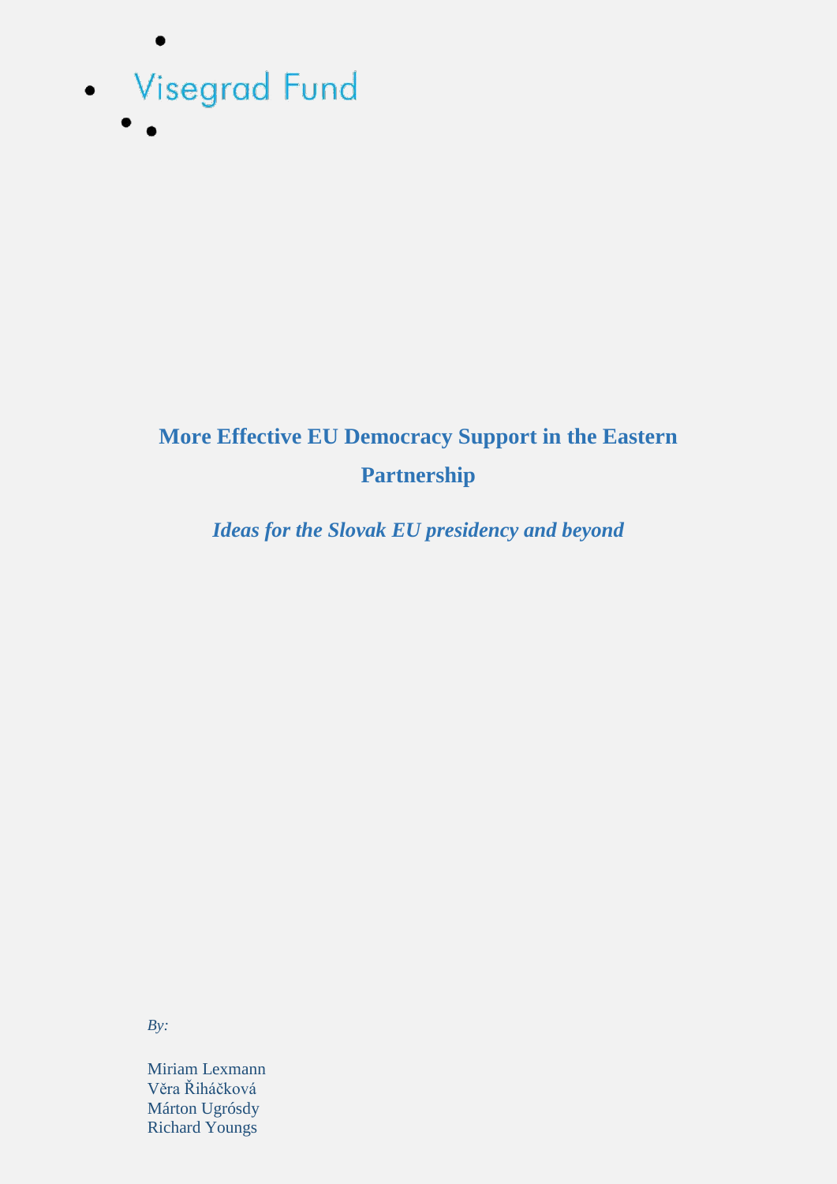Visegrad Fund

# More Effective EU Democracy Support in the Eastern Partnership

*Ideas for the Slovak EU presidency and beyond*

*By:*

Miriam Lexmann
Věra Řiháčková
Márton Ugrósdy
Richard Youngs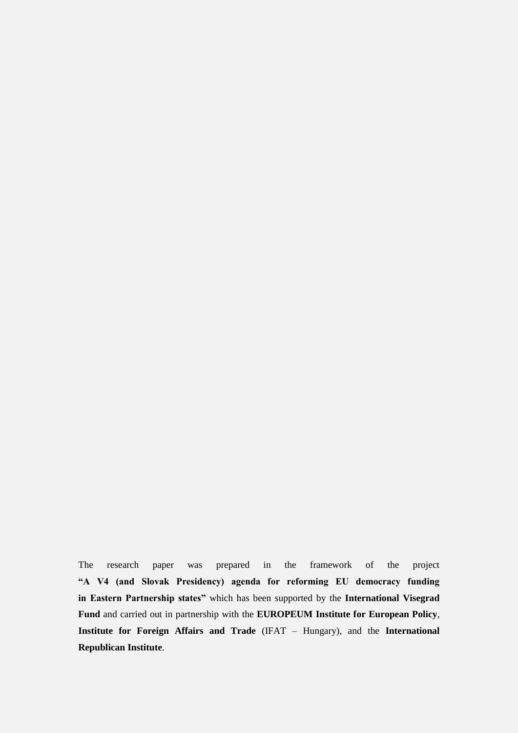The research paper was prepared in the framework of the project **"A V4 (and Slovak Presidency) agenda for reforming EU democracy funding in Eastern Partnership states"** which has been supported by the **International Visegrad Fund** and carried out in partnership with the **EUROPEUM Institute for European Policy**, **Institute for Foreign Affairs and Trade** (IFAT – Hungary), and the **International Republican Institute**.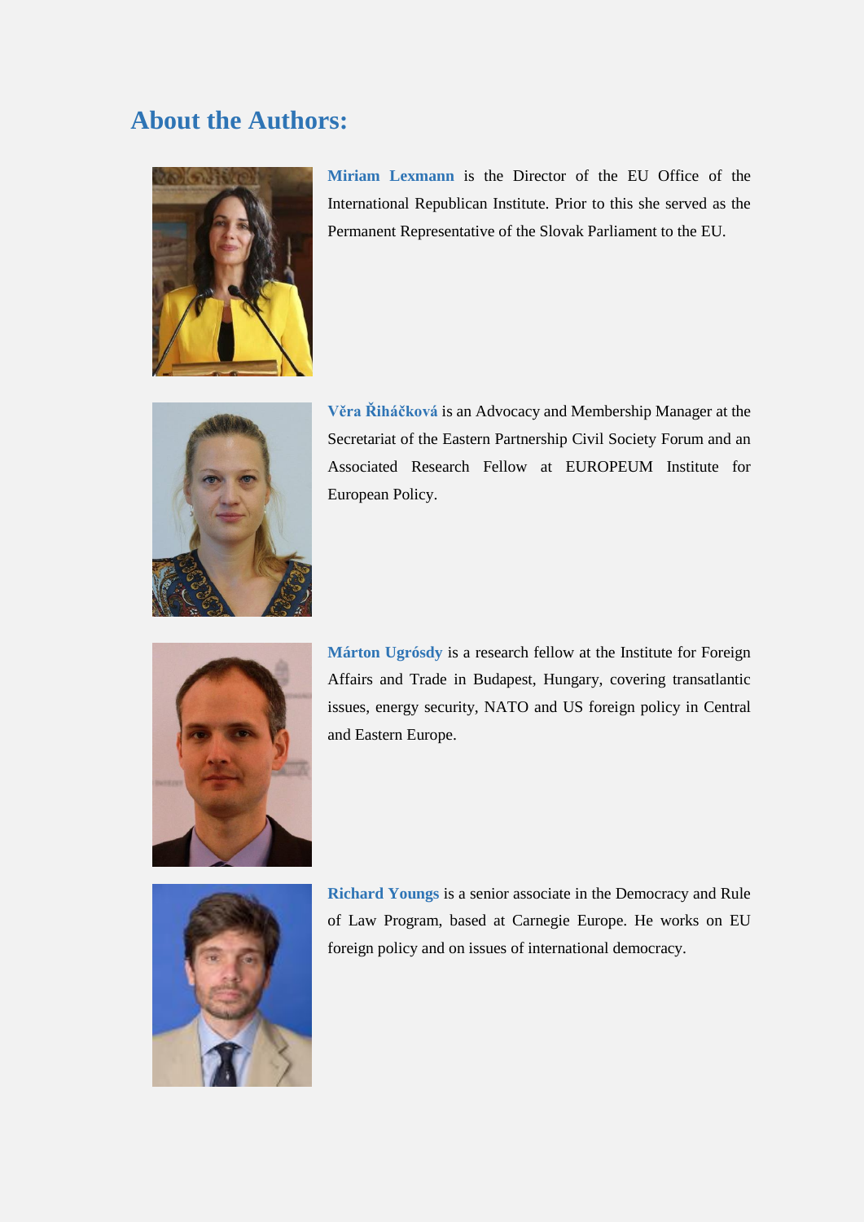## About the Authors:

**Miriam Lexmann** is the Director of the EU Office of the International Republican Institute. Prior to this she served as the Permanent Representative of the Slovak Parliament to the EU.

**Věra Řiháčková** is an Advocacy and Membership Manager at the Secretariat of the Eastern Partnership Civil Society Forum and an Associated Research Fellow at EUROPEUM Institute for European Policy.

**Márton Ugrósdy** is a research fellow at the Institute for Foreign Affairs and Trade in Budapest, Hungary, covering transatlantic issues, energy security, NATO and US foreign policy in Central and Eastern Europe.

**Richard Youngs** is a senior associate in the Democracy and Rule of Law Program, based at Carnegie Europe. He works on EU foreign policy and on issues of international democracy.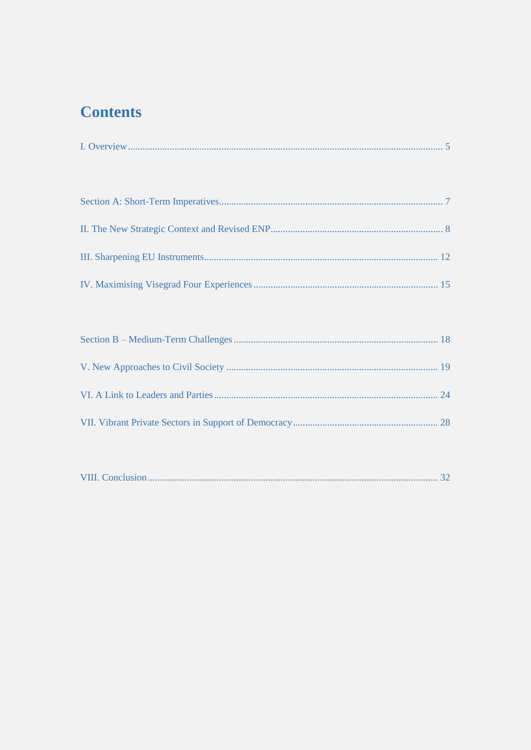# Contents

I. Overview ........................................................................................................ 5

Section A: Short-Term Imperatives........................................................................ 7

II. The New Strategic Context and Revised ENP...................................................... 8

III. Sharpening EU Instruments.............................................................................. 12

IV. Maximising Visegrad Four Experiences .............................................................. 15

Section B – Medium-Term Challenges .................................................................. 18

V. New Approaches to Civil Society ....................................................................... 19

VI. A Link to Leaders and Parties............................................................................ 24

VII. Vibrant Private Sectors in Support of Democracy............................................. 28

VIII. Conclusion..................................................................................................... 32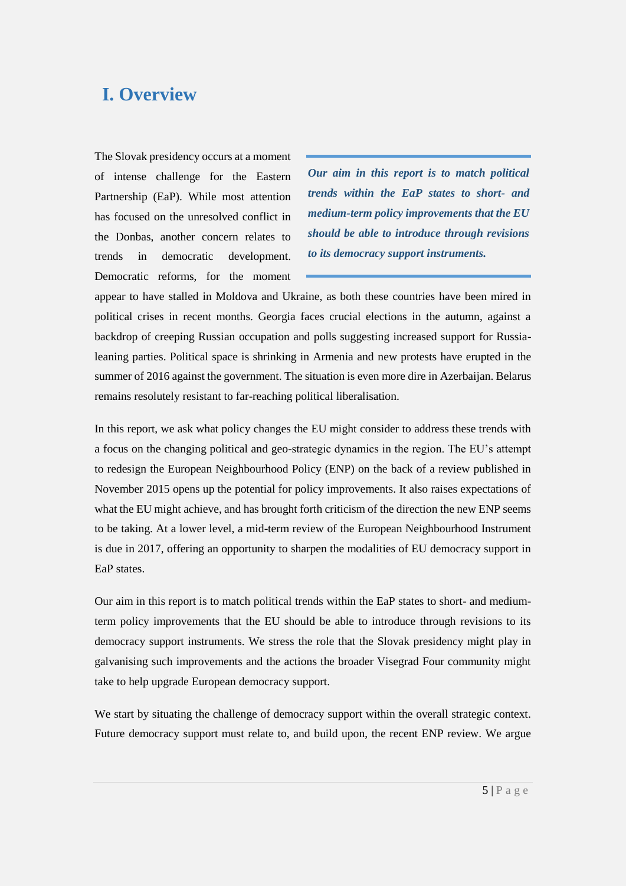# I. Overview

> ***Our aim in this report is to match political trends within the EaP states to short- and medium-term policy improvements that the EU should be able to introduce through revisions to its democracy support instruments.***

The Slovak presidency occurs at a moment of intense challenge for the Eastern Partnership (EaP). While most attention has focused on the unresolved conflict in the Donbas, another concern relates to trends in democratic development. Democratic reforms, for the moment appear to have stalled in Moldova and Ukraine, as both these countries have been mired in political crises in recent months. Georgia faces crucial elections in the autumn, against a backdrop of creeping Russian occupation and polls suggesting increased support for Russia-leaning parties. Political space is shrinking in Armenia and new protests have erupted in the summer of 2016 against the government. The situation is even more dire in Azerbaijan. Belarus remains resolutely resistant to far-reaching political liberalisation.

In this report, we ask what policy changes the EU might consider to address these trends with a focus on the changing political and geo-strategic dynamics in the region. The EU's attempt to redesign the European Neighbourhood Policy (ENP) on the back of a review published in November 2015 opens up the potential for policy improvements. It also raises expectations of what the EU might achieve, and has brought forth criticism of the direction the new ENP seems to be taking. At a lower level, a mid-term review of the European Neighbourhood Instrument is due in 2017, offering an opportunity to sharpen the modalities of EU democracy support in EaP states.

Our aim in this report is to match political trends within the EaP states to short- and medium-term policy improvements that the EU should be able to introduce through revisions to its democracy support instruments. We stress the role that the Slovak presidency might play in galvanising such improvements and the actions the broader Visegrad Four community might take to help upgrade European democracy support.

We start by situating the challenge of democracy support within the overall strategic context. Future democracy support must relate to, and build upon, the recent ENP review. We argue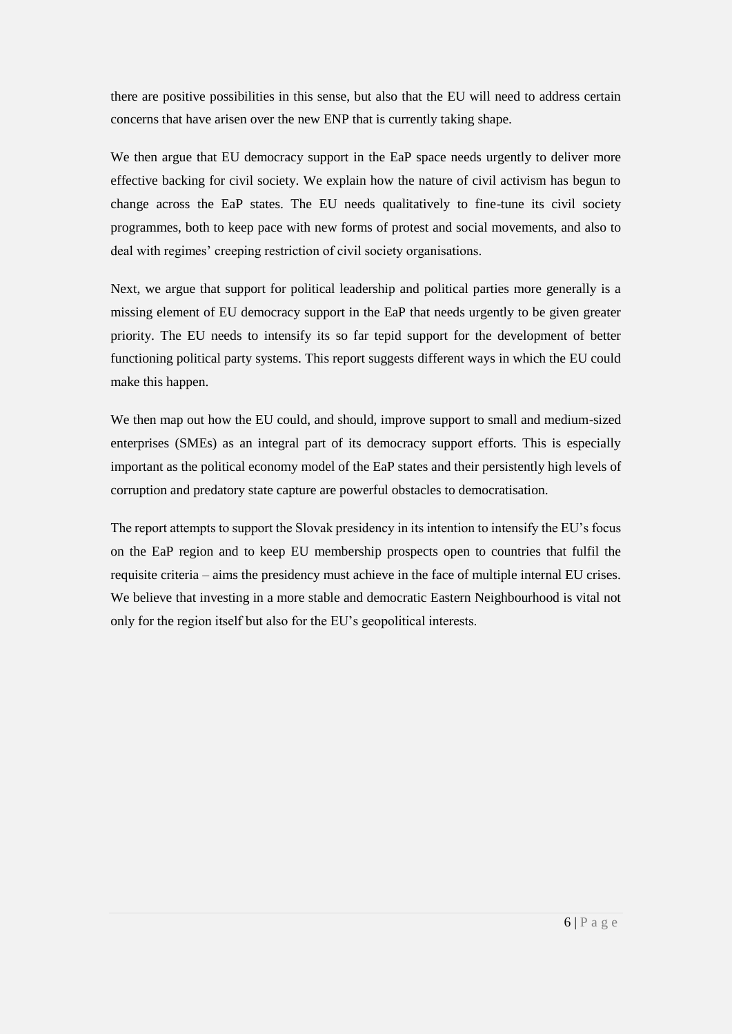there are positive possibilities in this sense, but also that the EU will need to address certain concerns that have arisen over the new ENP that is currently taking shape.

We then argue that EU democracy support in the EaP space needs urgently to deliver more effective backing for civil society. We explain how the nature of civil activism has begun to change across the EaP states. The EU needs qualitatively to fine-tune its civil society programmes, both to keep pace with new forms of protest and social movements, and also to deal with regimes' creeping restriction of civil society organisations.

Next, we argue that support for political leadership and political parties more generally is a missing element of EU democracy support in the EaP that needs urgently to be given greater priority. The EU needs to intensify its so far tepid support for the development of better functioning political party systems. This report suggests different ways in which the EU could make this happen.

We then map out how the EU could, and should, improve support to small and medium-sized enterprises (SMEs) as an integral part of its democracy support efforts. This is especially important as the political economy model of the EaP states and their persistently high levels of corruption and predatory state capture are powerful obstacles to democratisation.

The report attempts to support the Slovak presidency in its intention to intensify the EU's focus on the EaP region and to keep EU membership prospects open to countries that fulfil the requisite criteria – aims the presidency must achieve in the face of multiple internal EU crises. We believe that investing in a more stable and democratic Eastern Neighbourhood is vital not only for the region itself but also for the EU's geopolitical interests.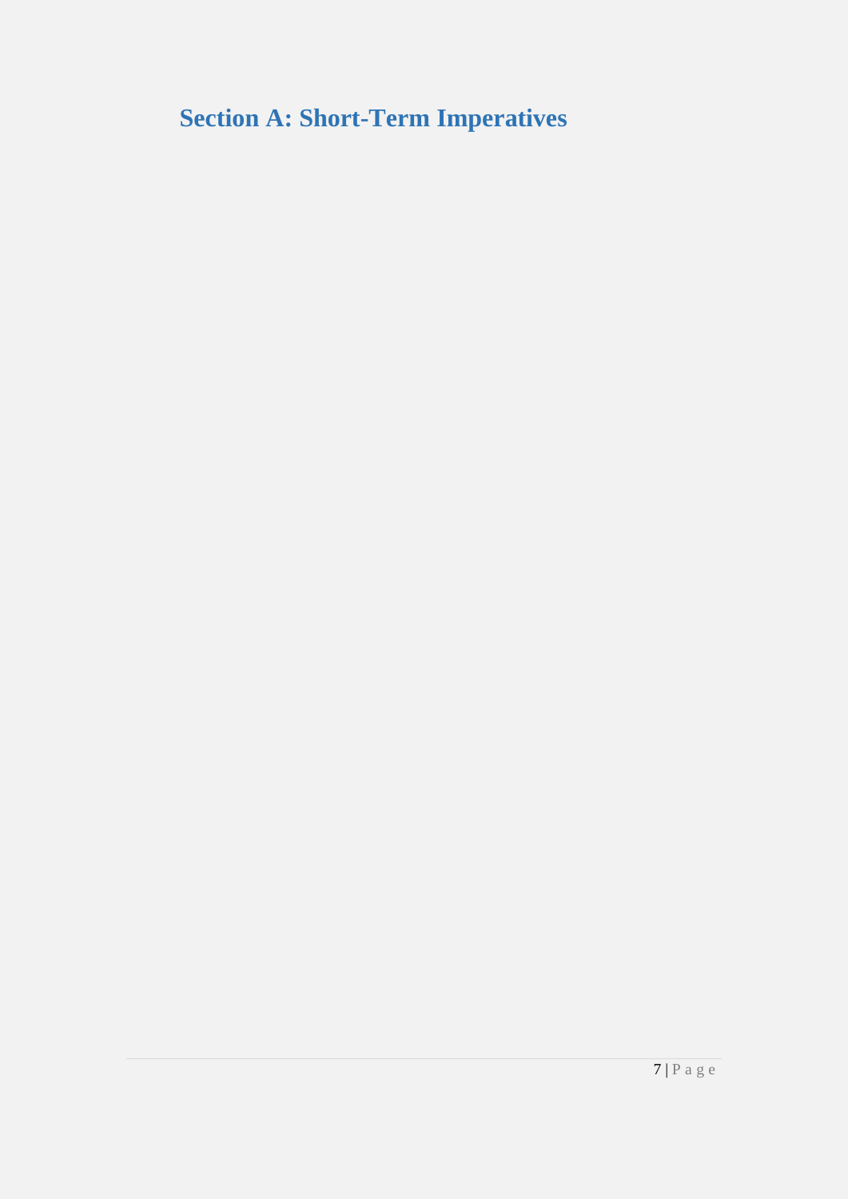# Section A: Short-Term Imperatives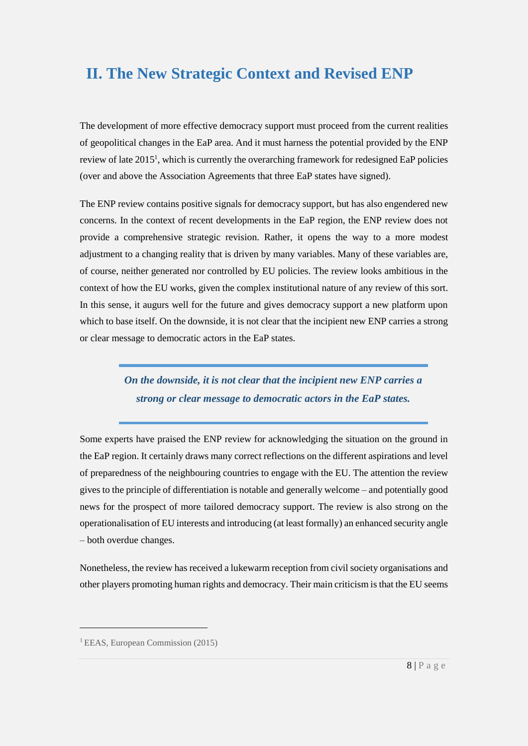## II. The New Strategic Context and Revised ENP

The development of more effective democracy support must proceed from the current realities of geopolitical changes in the EaP area. And it must harness the potential provided by the ENP review of late 2015[1], which is currently the overarching framework for redesigned EaP policies (over and above the Association Agreements that three EaP states have signed).

The ENP review contains positive signals for democracy support, but has also engendered new concerns. In the context of recent developments in the EaP region, the ENP review does not provide a comprehensive strategic revision. Rather, it opens the way to a more modest adjustment to a changing reality that is driven by many variables. Many of these variables are, of course, neither generated nor controlled by EU policies. The review looks ambitious in the context of how the EU works, given the complex institutional nature of any review of this sort. In this sense, it augurs well for the future and gives democracy support a new platform upon which to base itself. On the downside, it is not clear that the incipient new ENP carries a strong or clear message to democratic actors in the EaP states.

> ***On the downside, it is not clear that the incipient new ENP carries a strong or clear message to democratic actors in the EaP states.***

Some experts have praised the ENP review for acknowledging the situation on the ground in the EaP region. It certainly draws many correct reflections on the different aspirations and level of preparedness of the neighbouring countries to engage with the EU. The attention the review gives to the principle of differentiation is notable and generally welcome – and potentially good news for the prospect of more tailored democracy support. The review is also strong on the operationalisation of EU interests and introducing (at least formally) an enhanced security angle – both overdue changes.

Nonetheless, the review has received a lukewarm reception from civil society organisations and other players promoting human rights and democracy. Their main criticism is that the EU seems

[1] EEAS, European Commission (2015)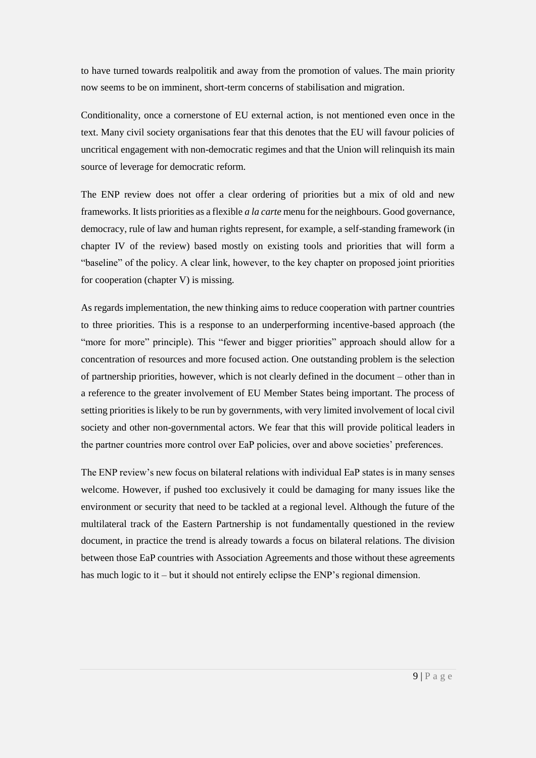to have turned towards realpolitik and away from the promotion of values. The main priority now seems to be on imminent, short-term concerns of stabilisation and migration.

Conditionality, once a cornerstone of EU external action, is not mentioned even once in the text. Many civil society organisations fear that this denotes that the EU will favour policies of uncritical engagement with non-democratic regimes and that the Union will relinquish its main source of leverage for democratic reform.

The ENP review does not offer a clear ordering of priorities but a mix of old and new frameworks. It lists priorities as a flexible *a la carte* menu for the neighbours. Good governance, democracy, rule of law and human rights represent, for example, a self-standing framework (in chapter IV of the review) based mostly on existing tools and priorities that will form a "baseline" of the policy. A clear link, however, to the key chapter on proposed joint priorities for cooperation (chapter V) is missing.

As regards implementation, the new thinking aims to reduce cooperation with partner countries to three priorities. This is a response to an underperforming incentive-based approach (the "more for more" principle). This "fewer and bigger priorities" approach should allow for a concentration of resources and more focused action. One outstanding problem is the selection of partnership priorities, however, which is not clearly defined in the document – other than in a reference to the greater involvement of EU Member States being important. The process of setting priorities is likely to be run by governments, with very limited involvement of local civil society and other non-governmental actors. We fear that this will provide political leaders in the partner countries more control over EaP policies, over and above societies' preferences.

The ENP review's new focus on bilateral relations with individual EaP states is in many senses welcome. However, if pushed too exclusively it could be damaging for many issues like the environment or security that need to be tackled at a regional level. Although the future of the multilateral track of the Eastern Partnership is not fundamentally questioned in the review document, in practice the trend is already towards a focus on bilateral relations. The division between those EaP countries with Association Agreements and those without these agreements has much logic to it – but it should not entirely eclipse the ENP's regional dimension.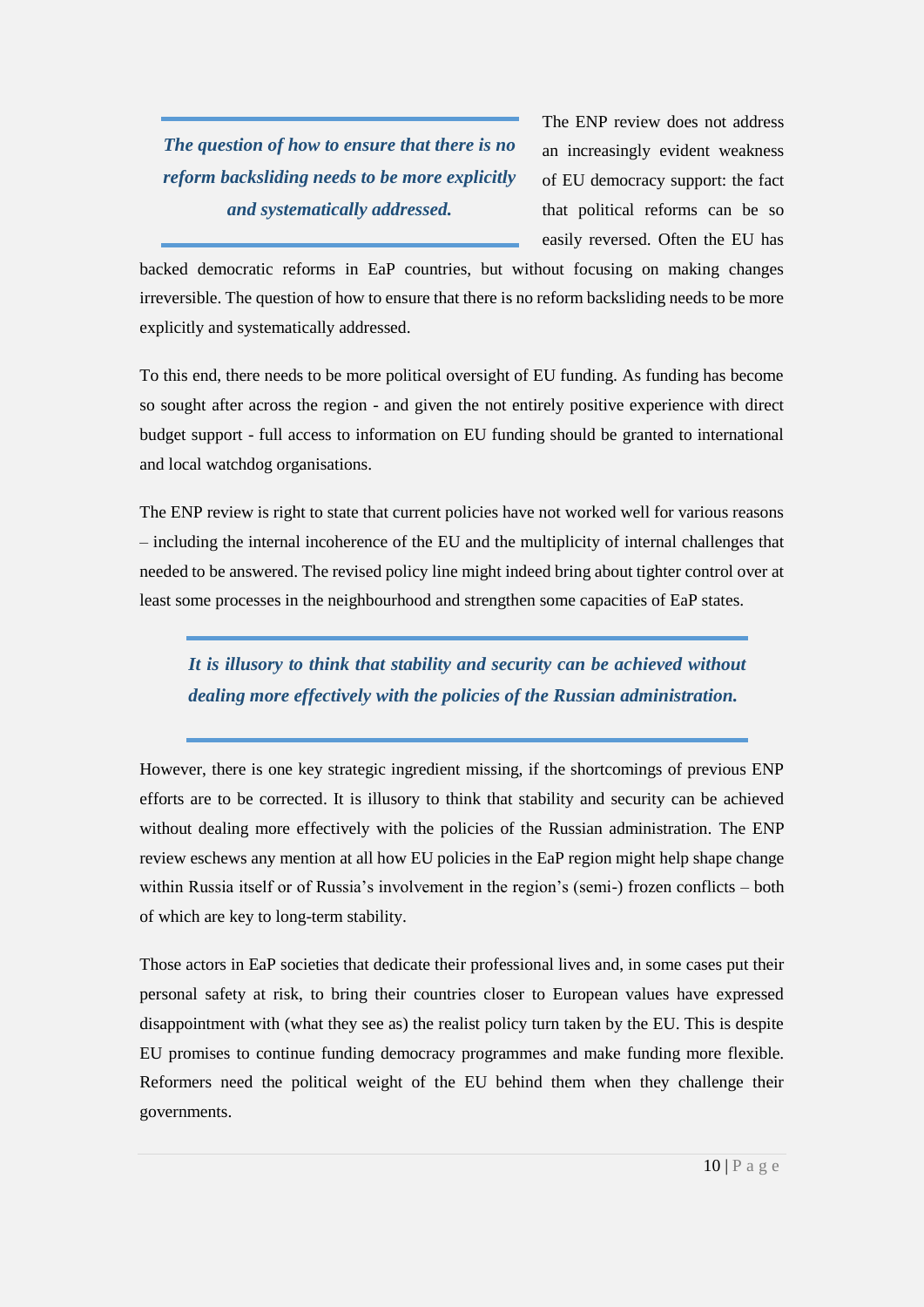> ***The question of how to ensure that there is no reform backsliding needs to be more explicitly and systematically addressed.***

The ENP review does not address an increasingly evident weakness of EU democracy support: the fact that political reforms can be so easily reversed. Often the EU has backed democratic reforms in EaP countries, but without focusing on making changes irreversible. The question of how to ensure that there is no reform backsliding needs to be more explicitly and systematically addressed.

To this end, there needs to be more political oversight of EU funding. As funding has become so sought after across the region - and given the not entirely positive experience with direct budget support - full access to information on EU funding should be granted to international and local watchdog organisations.

The ENP review is right to state that current policies have not worked well for various reasons – including the internal incoherence of the EU and the multiplicity of internal challenges that needed to be answered. The revised policy line might indeed bring about tighter control over at least some processes in the neighbourhood and strengthen some capacities of EaP states.

> ***It is illusory to think that stability and security can be achieved without dealing more effectively with the policies of the Russian administration.***

However, there is one key strategic ingredient missing, if the shortcomings of previous ENP efforts are to be corrected. It is illusory to think that stability and security can be achieved without dealing more effectively with the policies of the Russian administration. The ENP review eschews any mention at all how EU policies in the EaP region might help shape change within Russia itself or of Russia's involvement in the region's (semi-) frozen conflicts – both of which are key to long-term stability.

Those actors in EaP societies that dedicate their professional lives and, in some cases put their personal safety at risk, to bring their countries closer to European values have expressed disappointment with (what they see as) the realist policy turn taken by the EU. This is despite EU promises to continue funding democracy programmes and make funding more flexible. Reformers need the political weight of the EU behind them when they challenge their governments.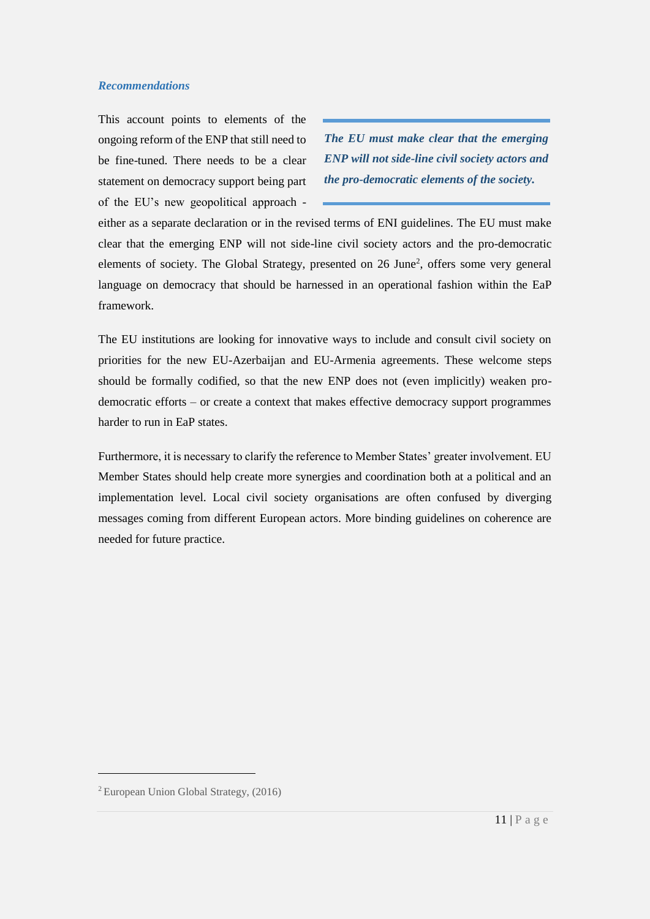### *Recommendations*

This account points to elements of the ongoing reform of the ENP that still need to be fine-tuned. There needs to be a clear statement on democracy support being part of the EU's new geopolitical approach - either as a separate declaration or in the revised terms of ENI guidelines. The EU must make clear that the emerging ENP will not side-line civil society actors and the pro-democratic elements of society. The Global Strategy, presented on 26 June[2], offers some very general language on democracy that should be harnessed in an operational fashion within the EaP framework.

> ***The EU must make clear that the emerging ENP will not side-line civil society actors and the pro-democratic elements of the society.***

The EU institutions are looking for innovative ways to include and consult civil society on priorities for the new EU-Azerbaijan and EU-Armenia agreements. These welcome steps should be formally codified, so that the new ENP does not (even implicitly) weaken pro-democratic efforts – or create a context that makes effective democracy support programmes harder to run in EaP states.

Furthermore, it is necessary to clarify the reference to Member States' greater involvement. EU Member States should help create more synergies and coordination both at a political and an implementation level. Local civil society organisations are often confused by diverging messages coming from different European actors. More binding guidelines on coherence are needed for future practice.

---

[2] European Union Global Strategy, (2016)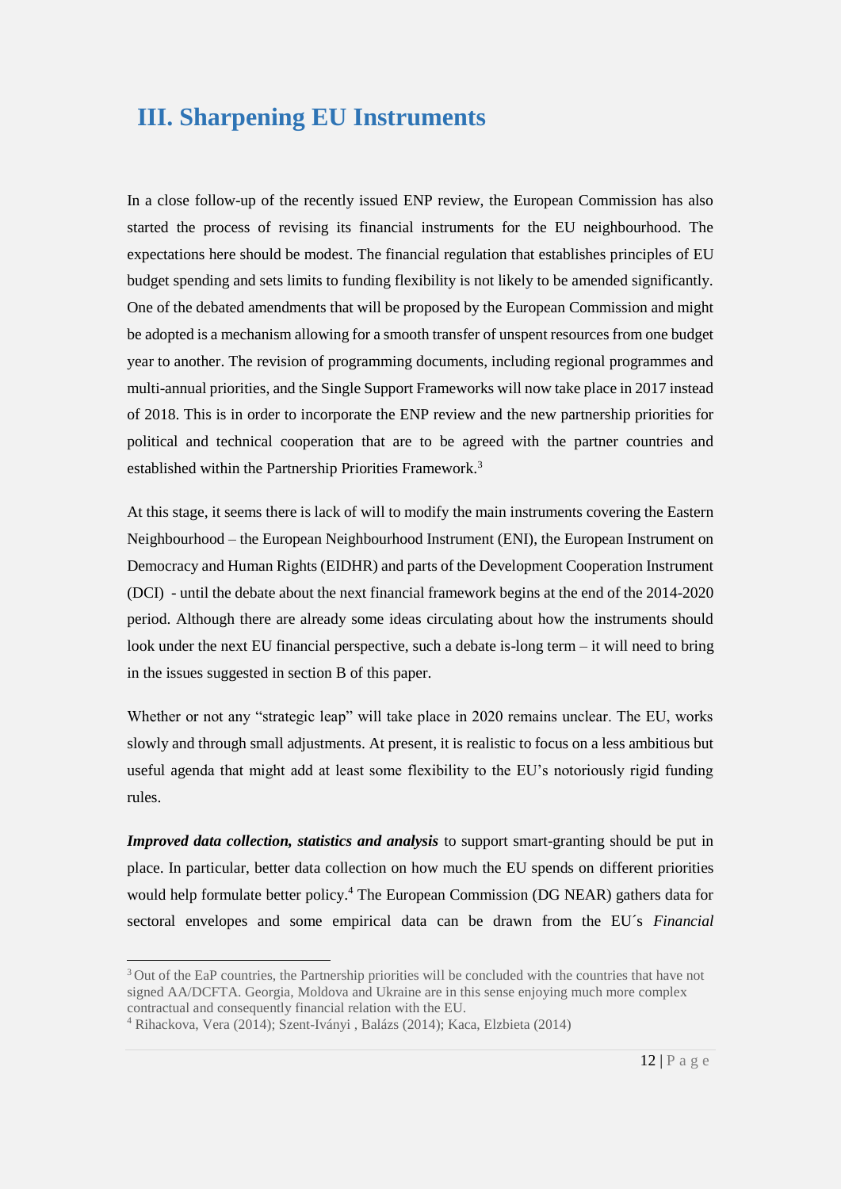## III. Sharpening EU Instruments

In a close follow-up of the recently issued ENP review, the European Commission has also started the process of revising its financial instruments for the EU neighbourhood. The expectations here should be modest. The financial regulation that establishes principles of EU budget spending and sets limits to funding flexibility is not likely to be amended significantly. One of the debated amendments that will be proposed by the European Commission and might be adopted is a mechanism allowing for a smooth transfer of unspent resources from one budget year to another. The revision of programming documents, including regional programmes and multi-annual priorities, and the Single Support Frameworks will now take place in 2017 instead of 2018. This is in order to incorporate the ENP review and the new partnership priorities for political and technical cooperation that are to be agreed with the partner countries and established within the Partnership Priorities Framework.[3]

At this stage, it seems there is lack of will to modify the main instruments covering the Eastern Neighbourhood – the European Neighbourhood Instrument (ENI), the European Instrument on Democracy and Human Rights (EIDHR) and parts of the Development Cooperation Instrument (DCI) - until the debate about the next financial framework begins at the end of the 2014-2020 period. Although there are already some ideas circulating about how the instruments should look under the next EU financial perspective, such a debate is-long term – it will need to bring in the issues suggested in section B of this paper.

Whether or not any "strategic leap" will take place in 2020 remains unclear. The EU, works slowly and through small adjustments. At present, it is realistic to focus on a less ambitious but useful agenda that might add at least some flexibility to the EU's notoriously rigid funding rules.

***Improved data collection, statistics and analysis*** to support smart-granting should be put in place. In particular, better data collection on how much the EU spends on different priorities would help formulate better policy.[4] The European Commission (DG NEAR) gathers data for sectoral envelopes and some empirical data can be drawn from the EU´s *Financial*

---

[3] Out of the EaP countries, the Partnership priorities will be concluded with the countries that have not signed AA/DCFTA. Georgia, Moldova and Ukraine are in this sense enjoying much more complex contractual and consequently financial relation with the EU.

[4] Rihackova, Vera (2014); Szent-Iványi , Balázs (2014); Kaca, Elzbieta (2014)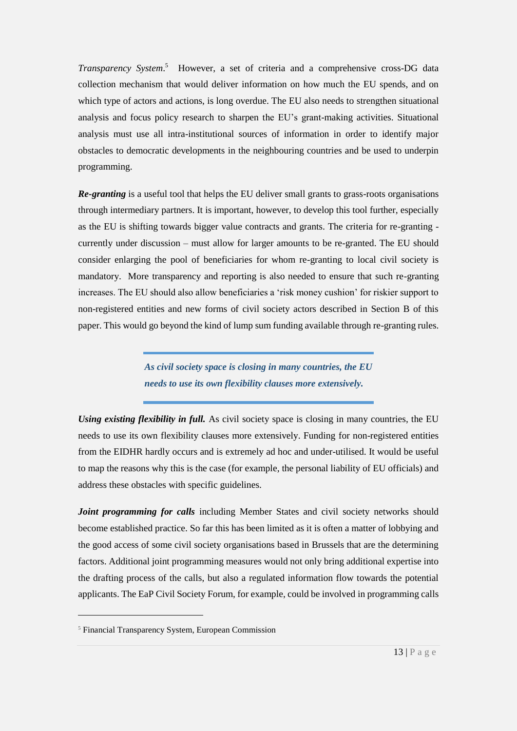*Transparency System*.[5] However, a set of criteria and a comprehensive cross-DG data collection mechanism that would deliver information on how much the EU spends, and on which type of actors and actions, is long overdue. The EU also needs to strengthen situational analysis and focus policy research to sharpen the EU's grant-making activities. Situational analysis must use all intra-institutional sources of information in order to identify major obstacles to democratic developments in the neighbouring countries and be used to underpin programming.

***Re-granting*** is a useful tool that helps the EU deliver small grants to grass-roots organisations through intermediary partners. It is important, however, to develop this tool further, especially as the EU is shifting towards bigger value contracts and grants. The criteria for re-granting - currently under discussion – must allow for larger amounts to be re-granted. The EU should consider enlarging the pool of beneficiaries for whom re-granting to local civil society is mandatory. More transparency and reporting is also needed to ensure that such re-granting increases. The EU should also allow beneficiaries a 'risk money cushion' for riskier support to non-registered entities and new forms of civil society actors described in Section B of this paper. This would go beyond the kind of lump sum funding available through re-granting rules.

> ***As civil society space is closing in many countries, the EU needs to use its own flexibility clauses more extensively.***

***Using existing flexibility in full.*** As civil society space is closing in many countries, the EU needs to use its own flexibility clauses more extensively. Funding for non-registered entities from the EIDHR hardly occurs and is extremely ad hoc and under-utilised. It would be useful to map the reasons why this is the case (for example, the personal liability of EU officials) and address these obstacles with specific guidelines.

***Joint programming for calls*** including Member States and civil society networks should become established practice. So far this has been limited as it is often a matter of lobbying and the good access of some civil society organisations based in Brussels that are the determining factors. Additional joint programming measures would not only bring additional expertise into the drafting process of the calls, but also a regulated information flow towards the potential applicants. The EaP Civil Society Forum, for example, could be involved in programming calls

---

[5] Financial Transparency System, European Commission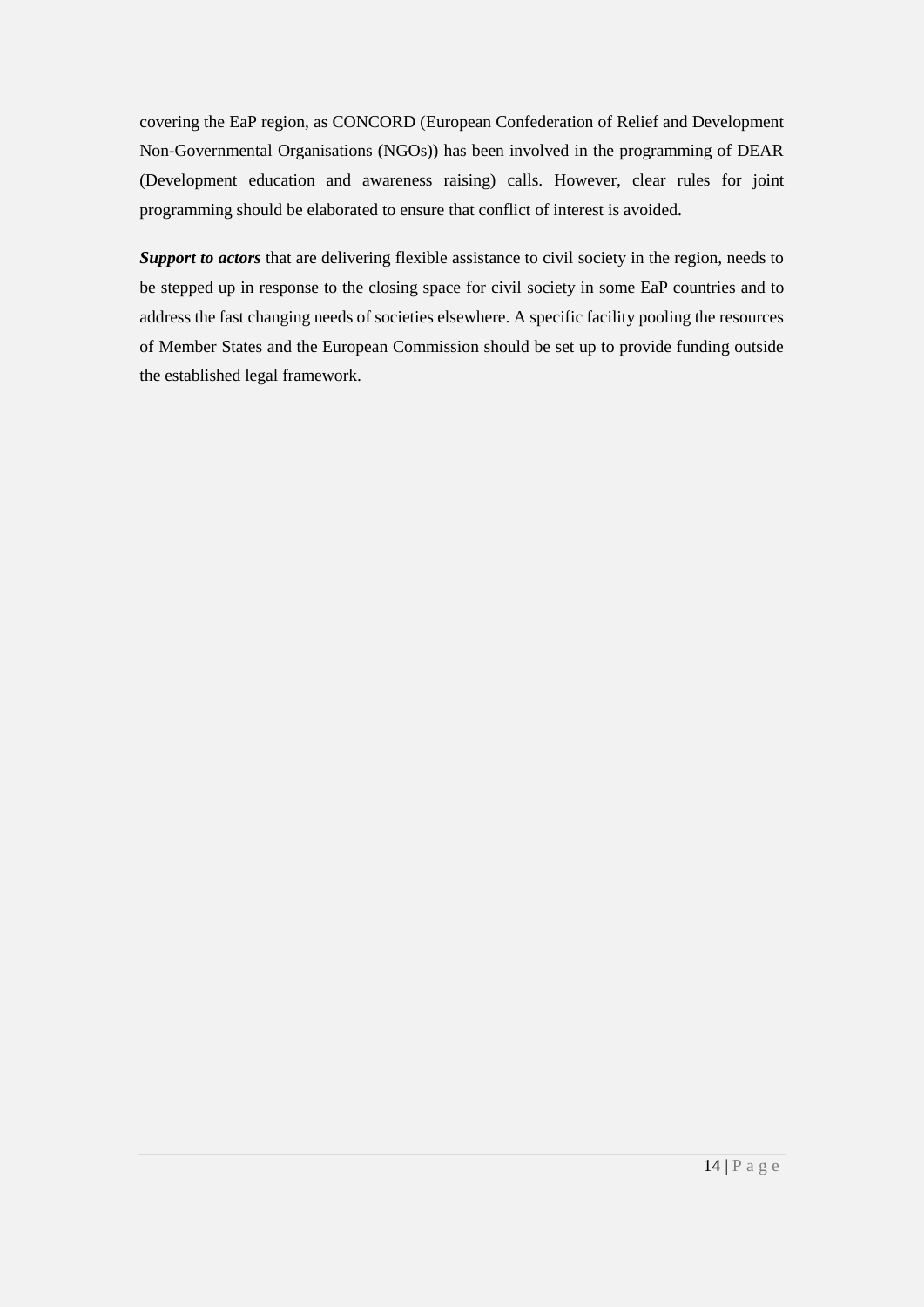covering the EaP region, as CONCORD (European Confederation of Relief and Development Non-Governmental Organisations (NGOs)) has been involved in the programming of DEAR (Development education and awareness raising) calls. However, clear rules for joint programming should be elaborated to ensure that conflict of interest is avoided.

***Support to actors*** that are delivering flexible assistance to civil society in the region, needs to be stepped up in response to the closing space for civil society in some EaP countries and to address the fast changing needs of societies elsewhere. A specific facility pooling the resources of Member States and the European Commission should be set up to provide funding outside the established legal framework.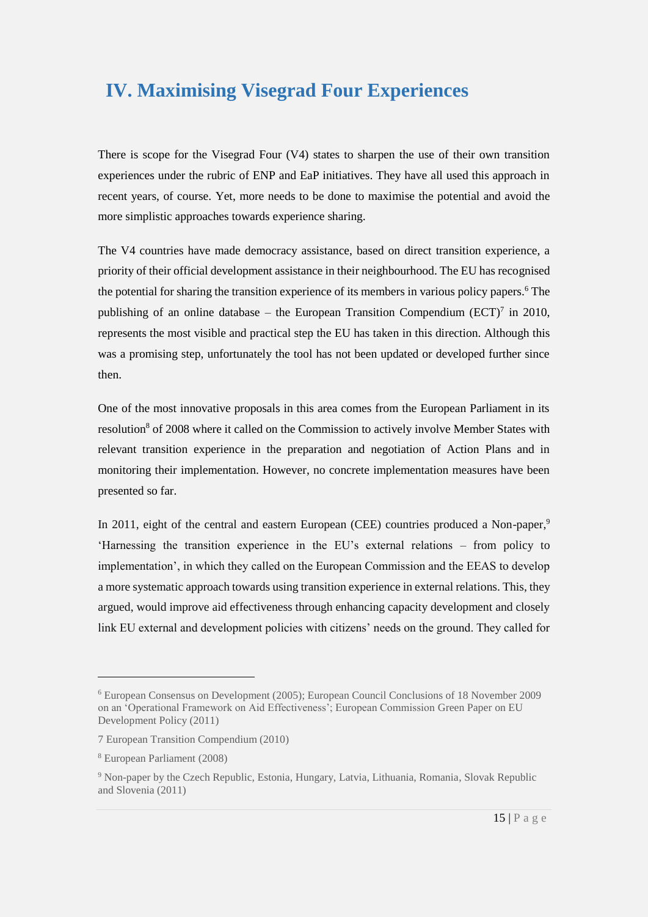# IV. Maximising Visegrad Four Experiences

There is scope for the Visegrad Four (V4) states to sharpen the use of their own transition experiences under the rubric of ENP and EaP initiatives. They have all used this approach in recent years, of course. Yet, more needs to be done to maximise the potential and avoid the more simplistic approaches towards experience sharing.

The V4 countries have made democracy assistance, based on direct transition experience, a priority of their official development assistance in their neighbourhood. The EU has recognised the potential for sharing the transition experience of its members in various policy papers.[6] The publishing of an online database – the European Transition Compendium (ECT)[7] in 2010, represents the most visible and practical step the EU has taken in this direction. Although this was a promising step, unfortunately the tool has not been updated or developed further since then.

One of the most innovative proposals in this area comes from the European Parliament in its resolution[8] of 2008 where it called on the Commission to actively involve Member States with relevant transition experience in the preparation and negotiation of Action Plans and in monitoring their implementation. However, no concrete implementation measures have been presented so far.

In 2011, eight of the central and eastern European (CEE) countries produced a Non-paper,[9] 'Harnessing the transition experience in the EU's external relations – from policy to implementation', in which they called on the European Commission and the EEAS to develop a more systematic approach towards using transition experience in external relations. This, they argued, would improve aid effectiveness through enhancing capacity development and closely link EU external and development policies with citizens' needs on the ground. They called for

---

[6] European Consensus on Development (2005); European Council Conclusions of 18 November 2009 on an 'Operational Framework on Aid Effectiveness'; European Commission Green Paper on EU Development Policy (2011)

7 European Transition Compendium (2010)

[8] European Parliament (2008)

[9] Non-paper by the Czech Republic, Estonia, Hungary, Latvia, Lithuania, Romania, Slovak Republic and Slovenia (2011)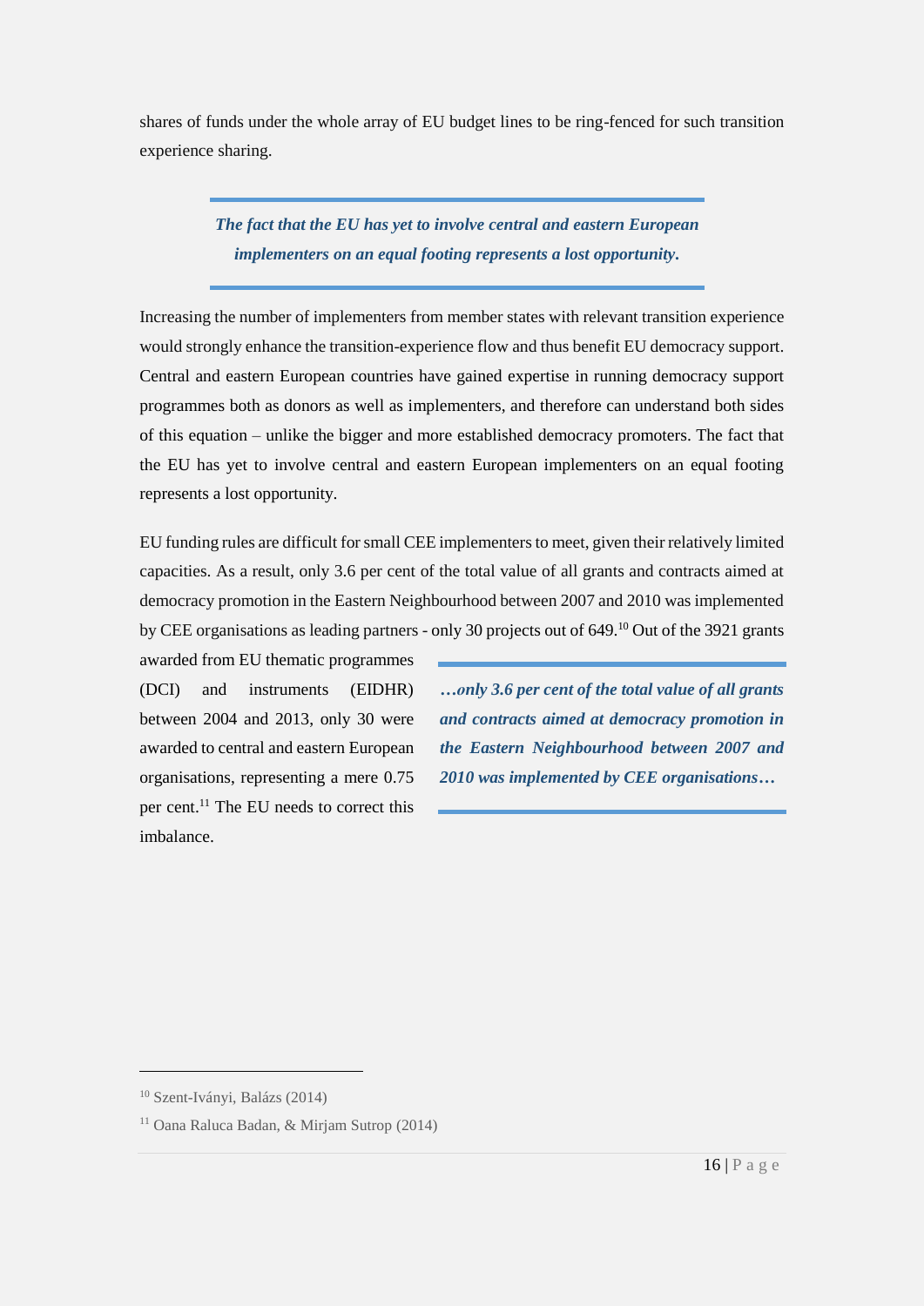shares of funds under the whole array of EU budget lines to be ring-fenced for such transition experience sharing.

> ***The fact that the EU has yet to involve central and eastern European implementers on an equal footing represents a lost opportunity.***

Increasing the number of implementers from member states with relevant transition experience would strongly enhance the transition-experience flow and thus benefit EU democracy support. Central and eastern European countries have gained expertise in running democracy support programmes both as donors as well as implementers, and therefore can understand both sides of this equation – unlike the bigger and more established democracy promoters. The fact that the EU has yet to involve central and eastern European implementers on an equal footing represents a lost opportunity.

EU funding rules are difficult for small CEE implementers to meet, given their relatively limited capacities. As a result, only 3.6 per cent of the total value of all grants and contracts aimed at democracy promotion in the Eastern Neighbourhood between 2007 and 2010 was implemented by CEE organisations as leading partners - only 30 projects out of 649.[10] Out of the 3921 grants awarded from EU thematic programmes (DCI) and instruments (EIDHR) between 2004 and 2013, only 30 were awarded to central and eastern European organisations, representing a mere 0.75 per cent.[11] The EU needs to correct this imbalance.

> ***…only 3.6 per cent of the total value of all grants and contracts aimed at democracy promotion in the Eastern Neighbourhood between 2007 and 2010 was implemented by CEE organisations…***

[10] Szent-Iványi, Balázs (2014)

[11] Oana Raluca Badan, & Mirjam Sutrop (2014)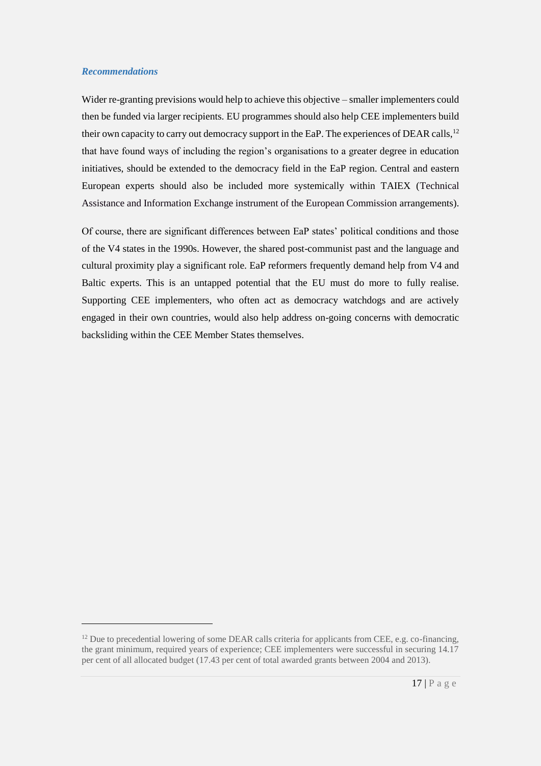### *Recommendations*

Wider re-granting previsions would help to achieve this objective – smaller implementers could then be funded via larger recipients. EU programmes should also help CEE implementers build their own capacity to carry out democracy support in the EaP. The experiences of DEAR calls,[12] that have found ways of including the region's organisations to a greater degree in education initiatives, should be extended to the democracy field in the EaP region. Central and eastern European experts should also be included more systemically within TAIEX (Technical Assistance and Information Exchange instrument of the European Commission arrangements).

Of course, there are significant differences between EaP states' political conditions and those of the V4 states in the 1990s. However, the shared post-communist past and the language and cultural proximity play a significant role. EaP reformers frequently demand help from V4 and Baltic experts. This is an untapped potential that the EU must do more to fully realise. Supporting CEE implementers, who often act as democracy watchdogs and are actively engaged in their own countries, would also help address on-going concerns with democratic backsliding within the CEE Member States themselves.

---

[12] Due to precedential lowering of some DEAR calls criteria for applicants from CEE, e.g. co-financing, the grant minimum, required years of experience; CEE implementers were successful in securing 14.17 per cent of all allocated budget (17.43 per cent of total awarded grants between 2004 and 2013).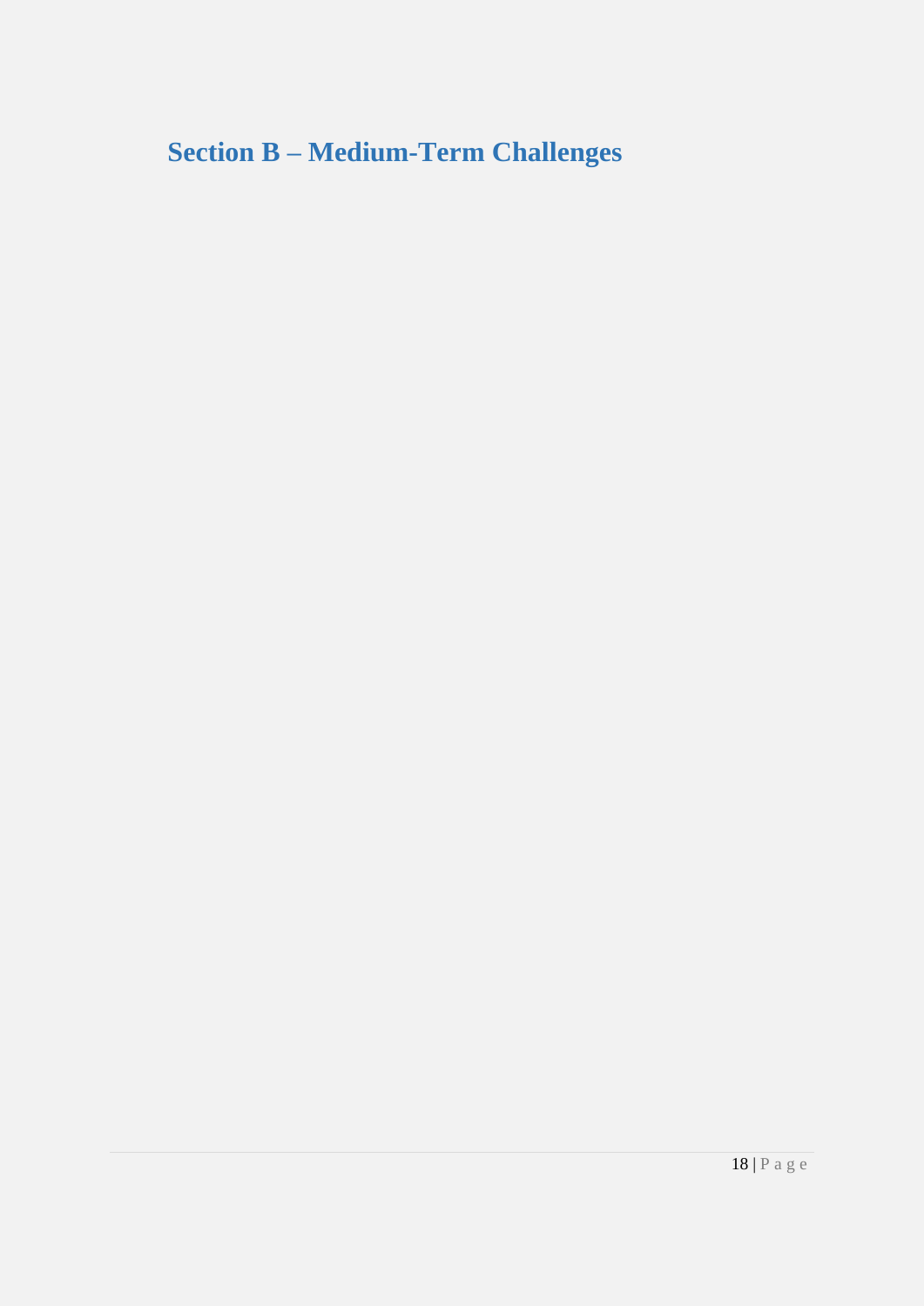# Section B – Medium-Term Challenges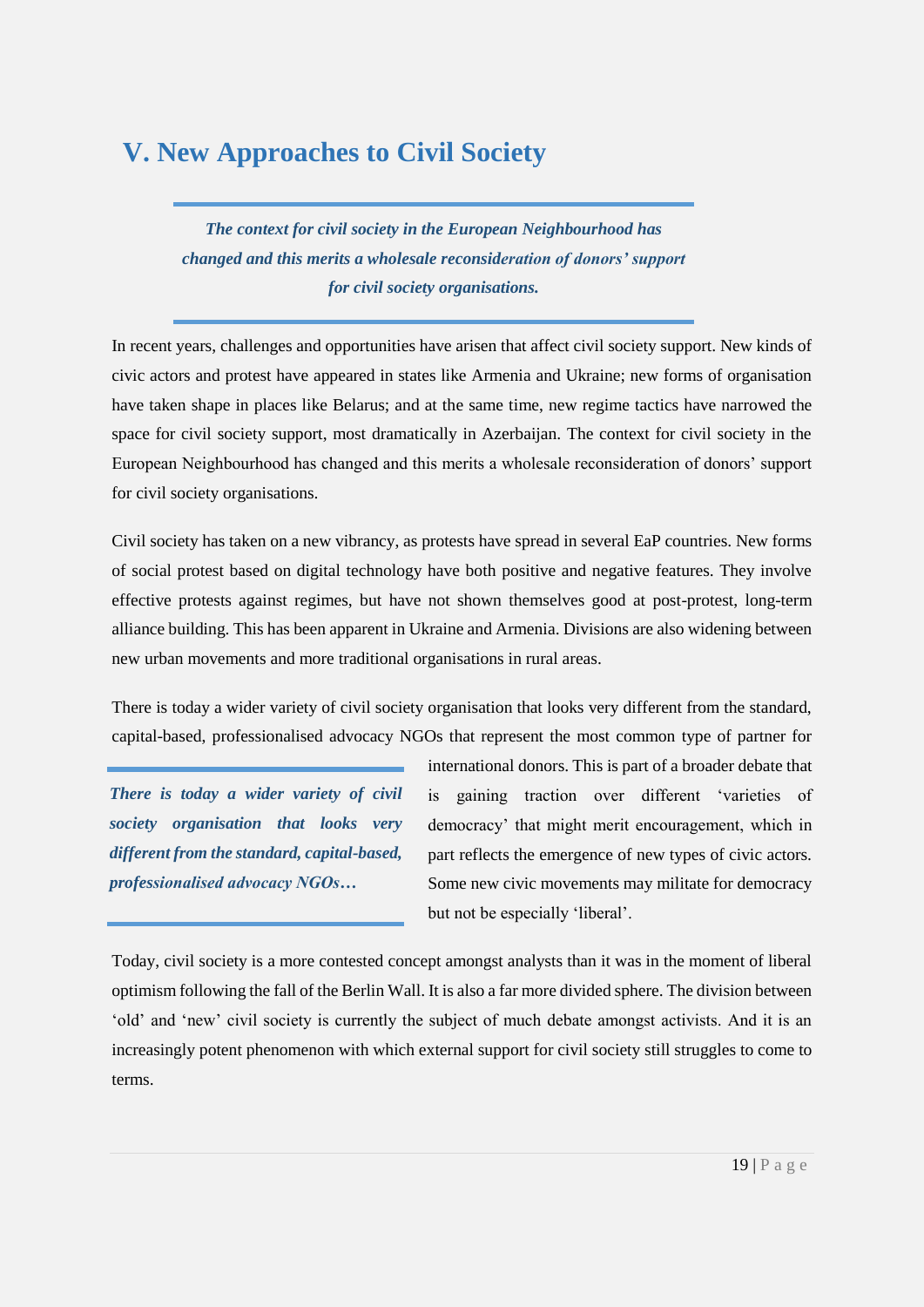## V. New Approaches to Civil Society

> ***The context for civil society in the European Neighbourhood has changed and this merits a wholesale reconsideration of donors' support for civil society organisations.***

In recent years, challenges and opportunities have arisen that affect civil society support. New kinds of civic actors and protest have appeared in states like Armenia and Ukraine; new forms of organisation have taken shape in places like Belarus; and at the same time, new regime tactics have narrowed the space for civil society support, most dramatically in Azerbaijan. The context for civil society in the European Neighbourhood has changed and this merits a wholesale reconsideration of donors' support for civil society organisations.

Civil society has taken on a new vibrancy, as protests have spread in several EaP countries. New forms of social protest based on digital technology have both positive and negative features. They involve effective protests against regimes, but have not shown themselves good at post-protest, long-term alliance building. This has been apparent in Ukraine and Armenia. Divisions are also widening between new urban movements and more traditional organisations in rural areas.

There is today a wider variety of civil society organisation that looks very different from the standard, capital-based, professionalised advocacy NGOs that represent the most common type of partner for international donors. This is part of a broader debate that is gaining traction over different 'varieties of democracy' that might merit encouragement, which in part reflects the emergence of new types of civic actors. Some new civic movements may militate for democracy but not be especially 'liberal'.

> ***There is today a wider variety of civil society organisation that looks very different from the standard, capital-based, professionalised advocacy NGOs…***

Today, civil society is a more contested concept amongst analysts than it was in the moment of liberal optimism following the fall of the Berlin Wall. It is also a far more divided sphere. The division between 'old' and 'new' civil society is currently the subject of much debate amongst activists. And it is an increasingly potent phenomenon with which external support for civil society still struggles to come to terms.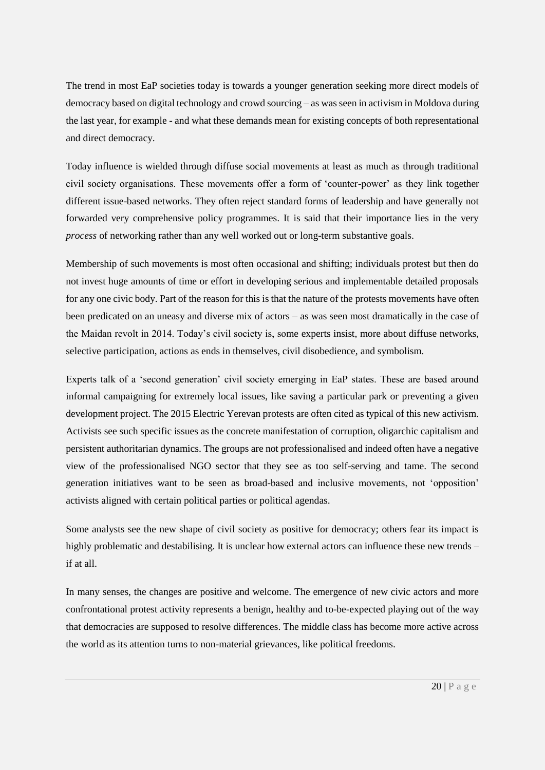The trend in most EaP societies today is towards a younger generation seeking more direct models of democracy based on digital technology and crowd sourcing – as was seen in activism in Moldova during the last year, for example - and what these demands mean for existing concepts of both representational and direct democracy.

Today influence is wielded through diffuse social movements at least as much as through traditional civil society organisations. These movements offer a form of 'counter-power' as they link together different issue-based networks. They often reject standard forms of leadership and have generally not forwarded very comprehensive policy programmes. It is said that their importance lies in the very *process* of networking rather than any well worked out or long-term substantive goals.

Membership of such movements is most often occasional and shifting; individuals protest but then do not invest huge amounts of time or effort in developing serious and implementable detailed proposals for any one civic body. Part of the reason for this is that the nature of the protests movements have often been predicated on an uneasy and diverse mix of actors – as was seen most dramatically in the case of the Maidan revolt in 2014. Today's civil society is, some experts insist, more about diffuse networks, selective participation, actions as ends in themselves, civil disobedience, and symbolism.

Experts talk of a 'second generation' civil society emerging in EaP states. These are based around informal campaigning for extremely local issues, like saving a particular park or preventing a given development project. The 2015 Electric Yerevan protests are often cited as typical of this new activism. Activists see such specific issues as the concrete manifestation of corruption, oligarchic capitalism and persistent authoritarian dynamics. The groups are not professionalised and indeed often have a negative view of the professionalised NGO sector that they see as too self-serving and tame. The second generation initiatives want to be seen as broad-based and inclusive movements, not 'opposition' activists aligned with certain political parties or political agendas.

Some analysts see the new shape of civil society as positive for democracy; others fear its impact is highly problematic and destabilising. It is unclear how external actors can influence these new trends – if at all.

In many senses, the changes are positive and welcome. The emergence of new civic actors and more confrontational protest activity represents a benign, healthy and to-be-expected playing out of the way that democracies are supposed to resolve differences. The middle class has become more active across the world as its attention turns to non-material grievances, like political freedoms.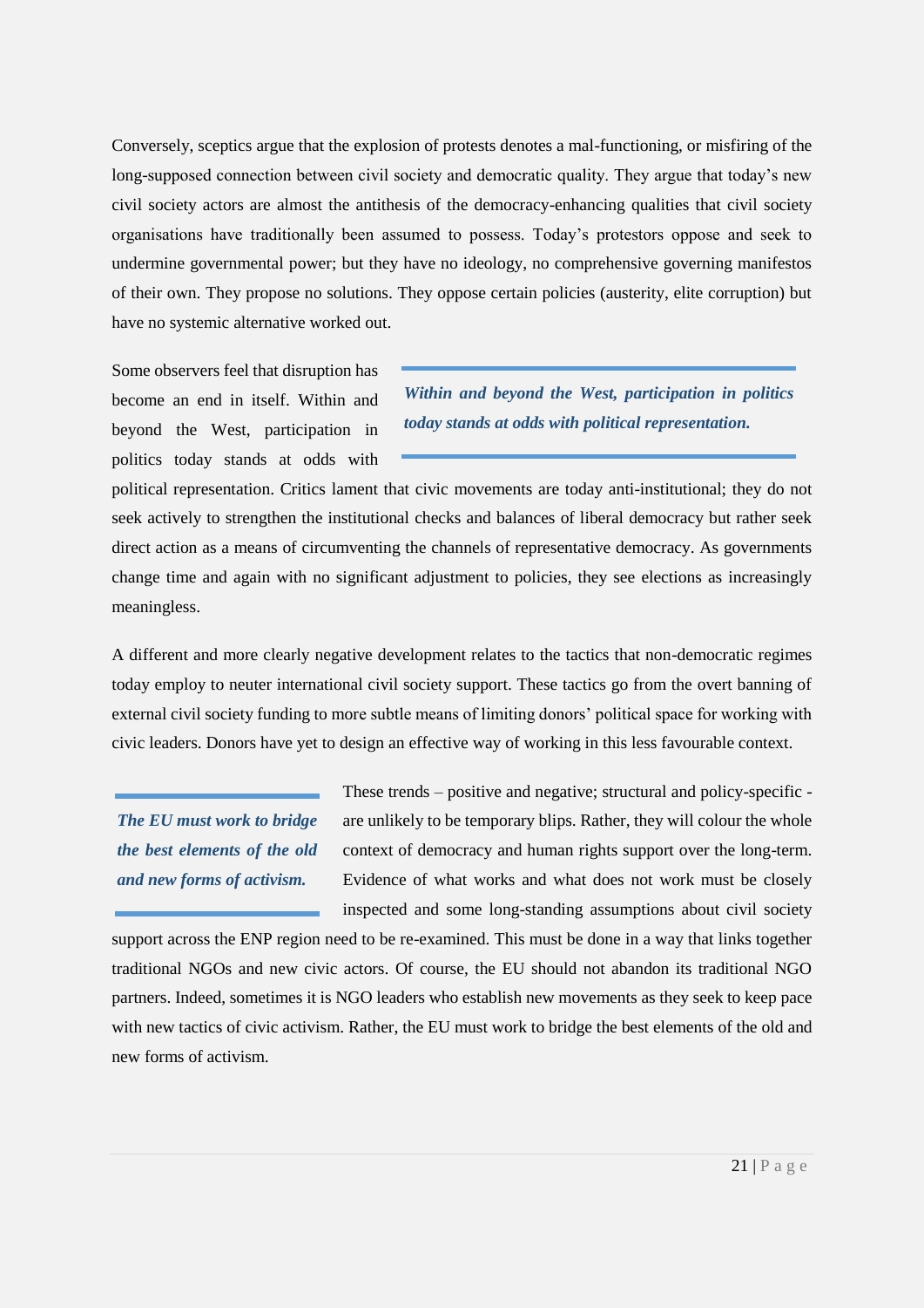Conversely, sceptics argue that the explosion of protests denotes a mal-functioning, or misfiring of the long-supposed connection between civil society and democratic quality. They argue that today's new civil society actors are almost the antithesis of the democracy-enhancing qualities that civil society organisations have traditionally been assumed to possess. Today's protestors oppose and seek to undermine governmental power; but they have no ideology, no comprehensive governing manifestos of their own. They propose no solutions. They oppose certain policies (austerity, elite corruption) but have no systemic alternative worked out.

> ***Within and beyond the West, participation in politics today stands at odds with political representation.***

Some observers feel that disruption has become an end in itself. Within and beyond the West, participation in politics today stands at odds with political representation. Critics lament that civic movements are today anti-institutional; they do not seek actively to strengthen the institutional checks and balances of liberal democracy but rather seek direct action as a means of circumventing the channels of representative democracy. As governments change time and again with no significant adjustment to policies, they see elections as increasingly meaningless.

A different and more clearly negative development relates to the tactics that non-democratic regimes today employ to neuter international civil society support. These tactics go from the overt banning of external civil society funding to more subtle means of limiting donors' political space for working with civic leaders. Donors have yet to design an effective way of working in this less favourable context.

> ***The EU must work to bridge the best elements of the old and new forms of activism.***

These trends – positive and negative; structural and policy-specific - are unlikely to be temporary blips. Rather, they will colour the whole context of democracy and human rights support over the long-term. Evidence of what works and what does not work must be closely inspected and some long-standing assumptions about civil society support across the ENP region need to be re-examined. This must be done in a way that links together traditional NGOs and new civic actors. Of course, the EU should not abandon its traditional NGO partners. Indeed, sometimes it is NGO leaders who establish new movements as they seek to keep pace with new tactics of civic activism. Rather, the EU must work to bridge the best elements of the old and new forms of activism.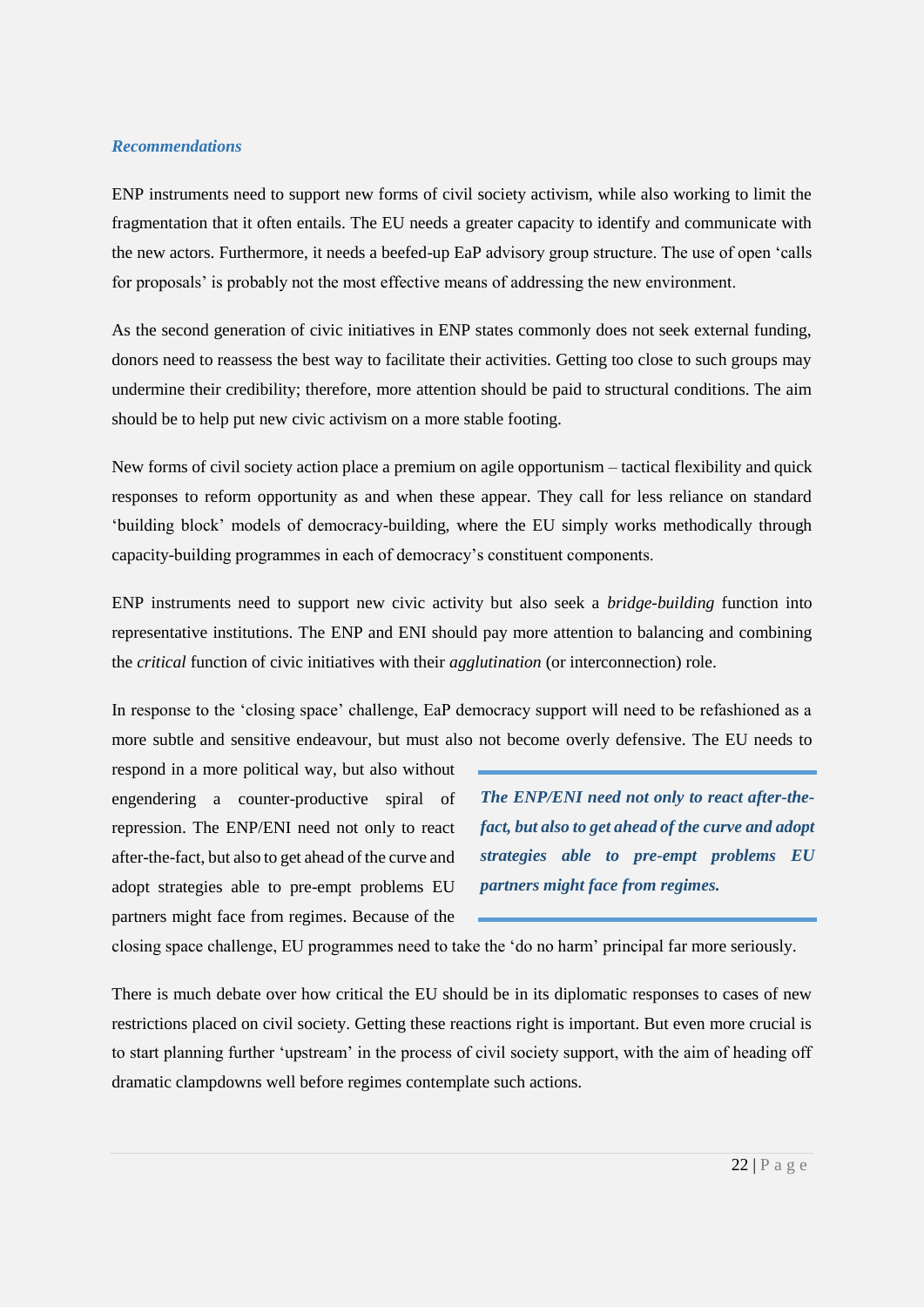### *Recommendations*

ENP instruments need to support new forms of civil society activism, while also working to limit the fragmentation that it often entails. The EU needs a greater capacity to identify and communicate with the new actors. Furthermore, it needs a beefed-up EaP advisory group structure. The use of open 'calls for proposals' is probably not the most effective means of addressing the new environment.

As the second generation of civic initiatives in ENP states commonly does not seek external funding, donors need to reassess the best way to facilitate their activities. Getting too close to such groups may undermine their credibility; therefore, more attention should be paid to structural conditions. The aim should be to help put new civic activism on a more stable footing.

New forms of civil society action place a premium on agile opportunism – tactical flexibility and quick responses to reform opportunity as and when these appear. They call for less reliance on standard 'building block' models of democracy-building, where the EU simply works methodically through capacity-building programmes in each of democracy's constituent components.

ENP instruments need to support new civic activity but also seek a *bridge-building* function into representative institutions. The ENP and ENI should pay more attention to balancing and combining the *critical* function of civic initiatives with their *agglutination* (or interconnection) role.

In response to the 'closing space' challenge, EaP democracy support will need to be refashioned as a more subtle and sensitive endeavour, but must also not become overly defensive. The EU needs to respond in a more political way, but also without engendering a counter-productive spiral of repression. The ENP/ENI need not only to react after-the-fact, but also to get ahead of the curve and adopt strategies able to pre-empt problems EU partners might face from regimes. Because of the closing space challenge, EU programmes need to take the 'do no harm' principal far more seriously.

> ***The ENP/ENI need not only to react after-the-fact, but also to get ahead of the curve and adopt strategies able to pre-empt problems EU partners might face from regimes.***

There is much debate over how critical the EU should be in its diplomatic responses to cases of new restrictions placed on civil society. Getting these reactions right is important. But even more crucial is to start planning further 'upstream' in the process of civil society support, with the aim of heading off dramatic clampdowns well before regimes contemplate such actions.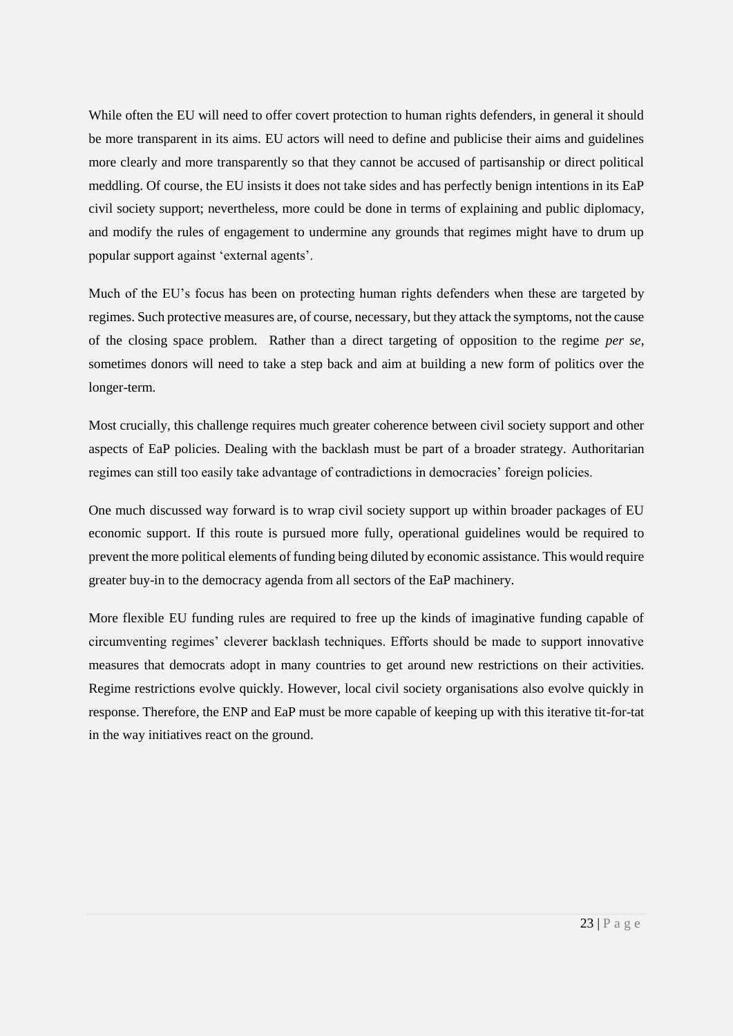While often the EU will need to offer covert protection to human rights defenders, in general it should be more transparent in its aims. EU actors will need to define and publicise their aims and guidelines more clearly and more transparently so that they cannot be accused of partisanship or direct political meddling. Of course, the EU insists it does not take sides and has perfectly benign intentions in its EaP civil society support; nevertheless, more could be done in terms of explaining and public diplomacy, and modify the rules of engagement to undermine any grounds that regimes might have to drum up popular support against 'external agents'.

Much of the EU's focus has been on protecting human rights defenders when these are targeted by regimes. Such protective measures are, of course, necessary, but they attack the symptoms, not the cause of the closing space problem. Rather than a direct targeting of opposition to the regime *per se*, sometimes donors will need to take a step back and aim at building a new form of politics over the longer-term.

Most crucially, this challenge requires much greater coherence between civil society support and other aspects of EaP policies. Dealing with the backlash must be part of a broader strategy. Authoritarian regimes can still too easily take advantage of contradictions in democracies' foreign policies.

One much discussed way forward is to wrap civil society support up within broader packages of EU economic support. If this route is pursued more fully, operational guidelines would be required to prevent the more political elements of funding being diluted by economic assistance. This would require greater buy-in to the democracy agenda from all sectors of the EaP machinery.

More flexible EU funding rules are required to free up the kinds of imaginative funding capable of circumventing regimes' cleverer backlash techniques. Efforts should be made to support innovative measures that democrats adopt in many countries to get around new restrictions on their activities. Regime restrictions evolve quickly. However, local civil society organisations also evolve quickly in response. Therefore, the ENP and EaP must be more capable of keeping up with this iterative tit-for-tat in the way initiatives react on the ground.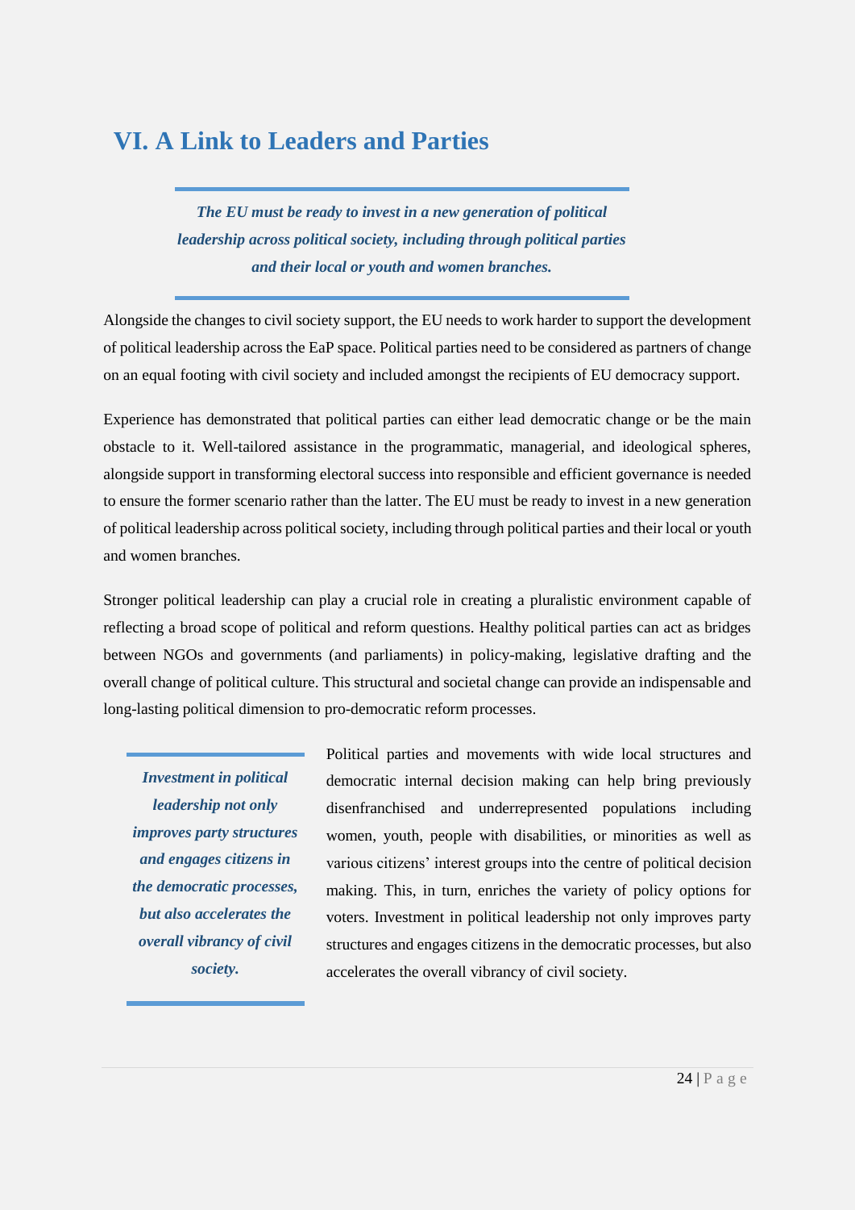## VI. A Link to Leaders and Parties

> ***The EU must be ready to invest in a new generation of political leadership across political society, including through political parties and their local or youth and women branches.***

Alongside the changes to civil society support, the EU needs to work harder to support the development of political leadership across the EaP space. Political parties need to be considered as partners of change on an equal footing with civil society and included amongst the recipients of EU democracy support.

Experience has demonstrated that political parties can either lead democratic change or be the main obstacle to it. Well-tailored assistance in the programmatic, managerial, and ideological spheres, alongside support in transforming electoral success into responsible and efficient governance is needed to ensure the former scenario rather than the latter. The EU must be ready to invest in a new generation of political leadership across political society, including through political parties and their local or youth and women branches.

Stronger political leadership can play a crucial role in creating a pluralistic environment capable of reflecting a broad scope of political and reform questions. Healthy political parties can act as bridges between NGOs and governments (and parliaments) in policy-making, legislative drafting and the overall change of political culture. This structural and societal change can provide an indispensable and long-lasting political dimension to pro-democratic reform processes.

> ***Investment in political leadership not only improves party structures and engages citizens in the democratic processes, but also accelerates the overall vibrancy of civil society.***

Political parties and movements with wide local structures and democratic internal decision making can help bring previously disenfranchised and underrepresented populations including women, youth, people with disabilities, or minorities as well as various citizens' interest groups into the centre of political decision making. This, in turn, enriches the variety of policy options for voters. Investment in political leadership not only improves party structures and engages citizens in the democratic processes, but also accelerates the overall vibrancy of civil society.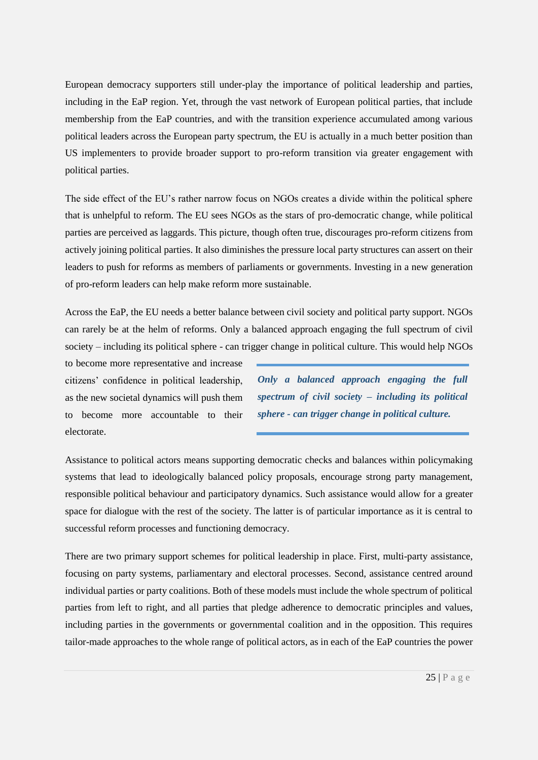European democracy supporters still under-play the importance of political leadership and parties, including in the EaP region. Yet, through the vast network of European political parties, that include membership from the EaP countries, and with the transition experience accumulated among various political leaders across the European party spectrum, the EU is actually in a much better position than US implementers to provide broader support to pro-reform transition via greater engagement with political parties.

The side effect of the EU's rather narrow focus on NGOs creates a divide within the political sphere that is unhelpful to reform. The EU sees NGOs as the stars of pro-democratic change, while political parties are perceived as laggards. This picture, though often true, discourages pro-reform citizens from actively joining political parties. It also diminishes the pressure local party structures can assert on their leaders to push for reforms as members of parliaments or governments. Investing in a new generation of pro-reform leaders can help make reform more sustainable.

Across the EaP, the EU needs a better balance between civil society and political party support. NGOs can rarely be at the helm of reforms. Only a balanced approach engaging the full spectrum of civil society – including its political sphere - can trigger change in political culture. This would help NGOs to become more representative and increase citizens' confidence in political leadership, as the new societal dynamics will push them to become more accountable to their electorate.

> ***Only a balanced approach engaging the full spectrum of civil society – including its political sphere - can trigger change in political culture.***

Assistance to political actors means supporting democratic checks and balances within policymaking systems that lead to ideologically balanced policy proposals, encourage strong party management, responsible political behaviour and participatory dynamics. Such assistance would allow for a greater space for dialogue with the rest of the society. The latter is of particular importance as it is central to successful reform processes and functioning democracy.

There are two primary support schemes for political leadership in place. First, multi-party assistance, focusing on party systems, parliamentary and electoral processes. Second, assistance centred around individual parties or party coalitions. Both of these models must include the whole spectrum of political parties from left to right, and all parties that pledge adherence to democratic principles and values, including parties in the governments or governmental coalition and in the opposition. This requires tailor-made approaches to the whole range of political actors, as in each of the EaP countries the power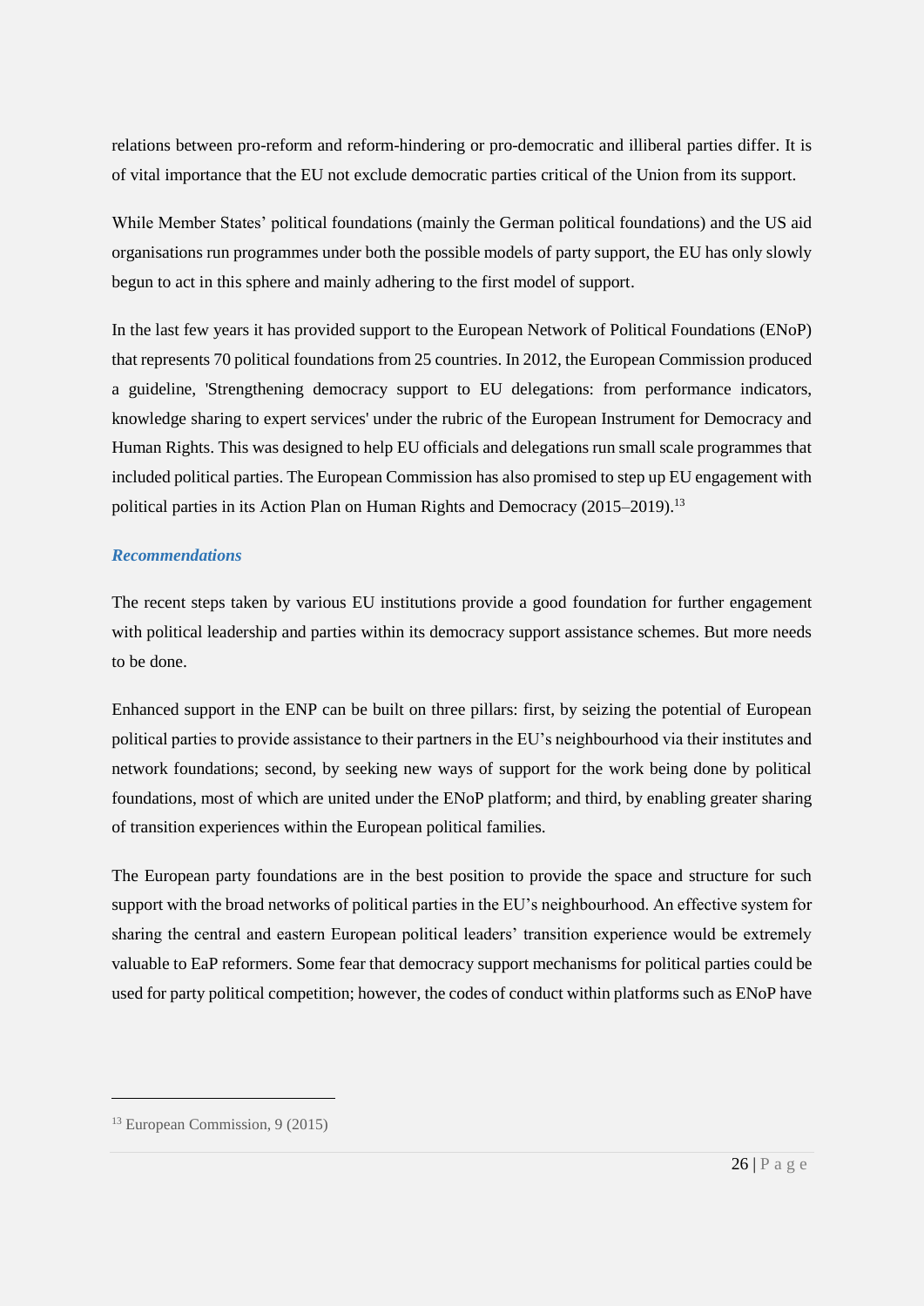relations between pro-reform and reform-hindering or pro-democratic and illiberal parties differ. It is of vital importance that the EU not exclude democratic parties critical of the Union from its support.

While Member States' political foundations (mainly the German political foundations) and the US aid organisations run programmes under both the possible models of party support, the EU has only slowly begun to act in this sphere and mainly adhering to the first model of support.

In the last few years it has provided support to the European Network of Political Foundations (ENoP) that represents 70 political foundations from 25 countries. In 2012, the European Commission produced a guideline, 'Strengthening democracy support to EU delegations: from performance indicators, knowledge sharing to expert services' under the rubric of the European Instrument for Democracy and Human Rights. This was designed to help EU officials and delegations run small scale programmes that included political parties. The European Commission has also promised to step up EU engagement with political parties in its Action Plan on Human Rights and Democracy (2015–2019).[13]

### *Recommendations*

The recent steps taken by various EU institutions provide a good foundation for further engagement with political leadership and parties within its democracy support assistance schemes. But more needs to be done.

Enhanced support in the ENP can be built on three pillars: first, by seizing the potential of European political parties to provide assistance to their partners in the EU's neighbourhood via their institutes and network foundations; second, by seeking new ways of support for the work being done by political foundations, most of which are united under the ENoP platform; and third, by enabling greater sharing of transition experiences within the European political families.

The European party foundations are in the best position to provide the space and structure for such support with the broad networks of political parties in the EU's neighbourhood. An effective system for sharing the central and eastern European political leaders' transition experience would be extremely valuable to EaP reformers. Some fear that democracy support mechanisms for political parties could be used for party political competition; however, the codes of conduct within platforms such as ENoP have

---

[13] European Commission, 9 (2015)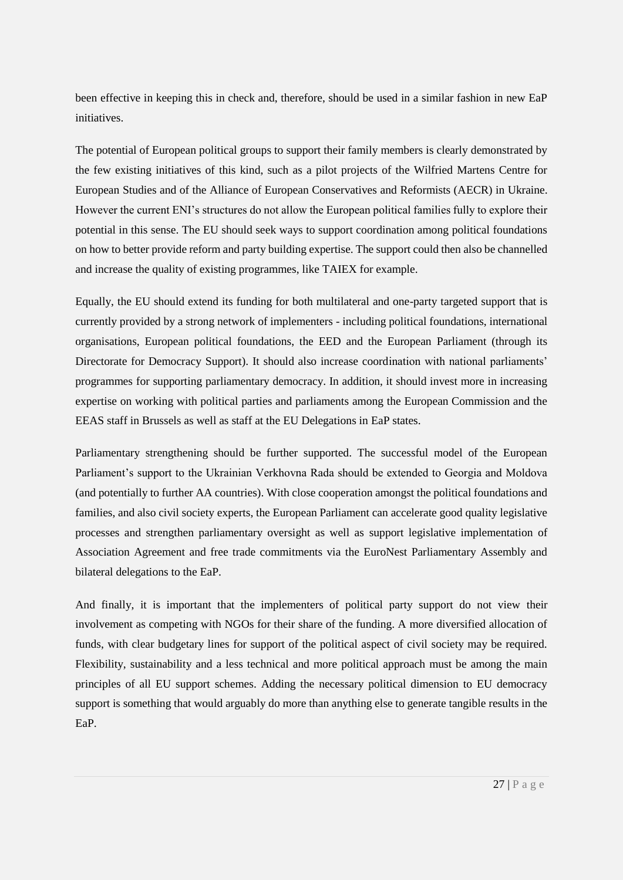been effective in keeping this in check and, therefore, should be used in a similar fashion in new EaP initiatives.

The potential of European political groups to support their family members is clearly demonstrated by the few existing initiatives of this kind, such as a pilot projects of the Wilfried Martens Centre for European Studies and of the Alliance of European Conservatives and Reformists (AECR) in Ukraine. However the current ENI's structures do not allow the European political families fully to explore their potential in this sense. The EU should seek ways to support coordination among political foundations on how to better provide reform and party building expertise. The support could then also be channelled and increase the quality of existing programmes, like TAIEX for example.

Equally, the EU should extend its funding for both multilateral and one-party targeted support that is currently provided by a strong network of implementers - including political foundations, international organisations, European political foundations, the EED and the European Parliament (through its Directorate for Democracy Support). It should also increase coordination with national parliaments' programmes for supporting parliamentary democracy. In addition, it should invest more in increasing expertise on working with political parties and parliaments among the European Commission and the EEAS staff in Brussels as well as staff at the EU Delegations in EaP states.

Parliamentary strengthening should be further supported. The successful model of the European Parliament's support to the Ukrainian Verkhovna Rada should be extended to Georgia and Moldova (and potentially to further AA countries). With close cooperation amongst the political foundations and families, and also civil society experts, the European Parliament can accelerate good quality legislative processes and strengthen parliamentary oversight as well as support legislative implementation of Association Agreement and free trade commitments via the EuroNest Parliamentary Assembly and bilateral delegations to the EaP.

And finally, it is important that the implementers of political party support do not view their involvement as competing with NGOs for their share of the funding. A more diversified allocation of funds, with clear budgetary lines for support of the political aspect of civil society may be required. Flexibility, sustainability and a less technical and more political approach must be among the main principles of all EU support schemes. Adding the necessary political dimension to EU democracy support is something that would arguably do more than anything else to generate tangible results in the EaP.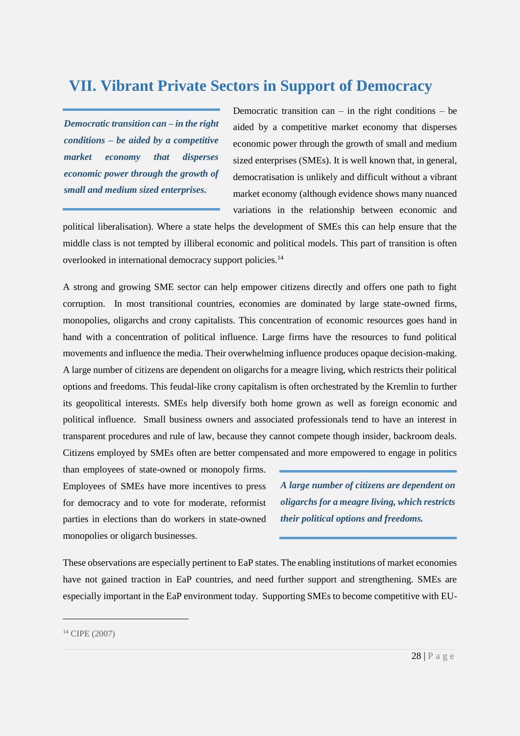## VII. Vibrant Private Sectors in Support of Democracy

> ***Democratic transition can – in the right conditions – be aided by a competitive market economy that disperses economic power through the growth of small and medium sized enterprises.***

Democratic transition can – in the right conditions – be aided by a competitive market economy that disperses economic power through the growth of small and medium sized enterprises (SMEs). It is well known that, in general, democratisation is unlikely and difficult without a vibrant market economy (although evidence shows many nuanced variations in the relationship between economic and political liberalisation). Where a state helps the development of SMEs this can help ensure that the middle class is not tempted by illiberal economic and political models. This part of transition is often overlooked in international democracy support policies.[14]

A strong and growing SME sector can help empower citizens directly and offers one path to fight corruption. In most transitional countries, economies are dominated by large state-owned firms, monopolies, oligarchs and crony capitalists. This concentration of economic resources goes hand in hand with a concentration of political influence. Large firms have the resources to fund political movements and influence the media. Their overwhelming influence produces opaque decision-making. A large number of citizens are dependent on oligarchs for a meagre living, which restricts their political options and freedoms. This feudal-like crony capitalism is often orchestrated by the Kremlin to further its geopolitical interests. SMEs help diversify both home grown as well as foreign economic and political influence. Small business owners and associated professionals tend to have an interest in transparent procedures and rule of law, because they cannot compete though insider, backroom deals. Citizens employed by SMEs often are better compensated and more empowered to engage in politics than employees of state-owned or monopoly firms. Employees of SMEs have more incentives to press for democracy and to vote for moderate, reformist parties in elections than do workers in state-owned monopolies or oligarch businesses.

> ***A large number of citizens are dependent on oligarchs for a meagre living, which restricts their political options and freedoms.***

These observations are especially pertinent to EaP states. The enabling institutions of market economies have not gained traction in EaP countries, and need further support and strengthening. SMEs are especially important in the EaP environment today. Supporting SMEs to become competitive with EU-

---

[14] CIPE (2007)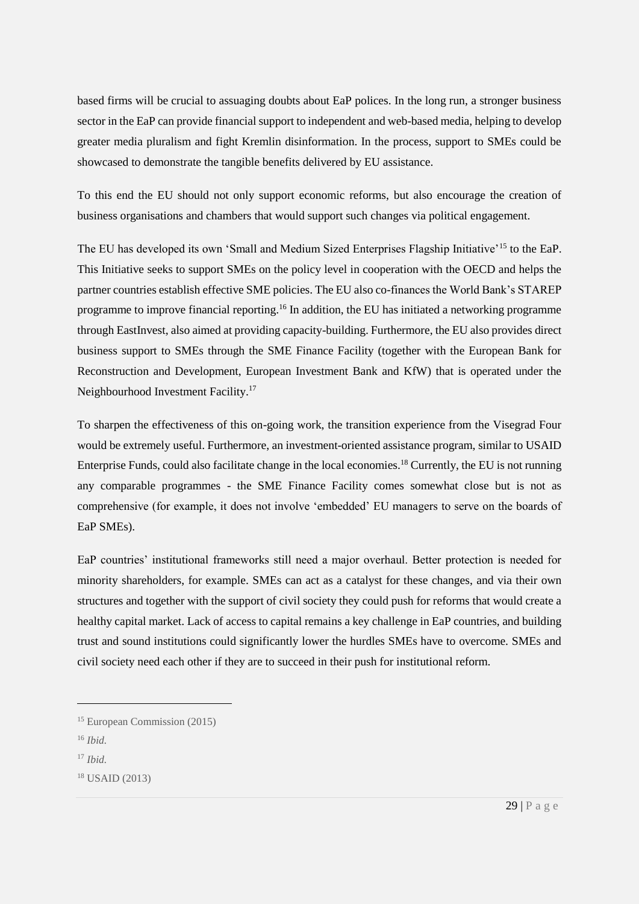based firms will be crucial to assuaging doubts about EaP polices. In the long run, a stronger business sector in the EaP can provide financial support to independent and web-based media, helping to develop greater media pluralism and fight Kremlin disinformation. In the process, support to SMEs could be showcased to demonstrate the tangible benefits delivered by EU assistance.

To this end the EU should not only support economic reforms, but also encourage the creation of business organisations and chambers that would support such changes via political engagement.

The EU has developed its own 'Small and Medium Sized Enterprises Flagship Initiative'[15] to the EaP. This Initiative seeks to support SMEs on the policy level in cooperation with the OECD and helps the partner countries establish effective SME policies. The EU also co-finances the World Bank's STAREP programme to improve financial reporting.[16] In addition, the EU has initiated a networking programme through EastInvest, also aimed at providing capacity-building. Furthermore, the EU also provides direct business support to SMEs through the SME Finance Facility (together with the European Bank for Reconstruction and Development, European Investment Bank and KfW) that is operated under the Neighbourhood Investment Facility.[17]

To sharpen the effectiveness of this on-going work, the transition experience from the Visegrad Four would be extremely useful. Furthermore, an investment-oriented assistance program, similar to USAID Enterprise Funds, could also facilitate change in the local economies.[18] Currently, the EU is not running any comparable programmes - the SME Finance Facility comes somewhat close but is not as comprehensive (for example, it does not involve 'embedded' EU managers to serve on the boards of EaP SMEs).

EaP countries' institutional frameworks still need a major overhaul. Better protection is needed for minority shareholders, for example. SMEs can act as a catalyst for these changes, and via their own structures and together with the support of civil society they could push for reforms that would create a healthy capital market. Lack of access to capital remains a key challenge in EaP countries, and building trust and sound institutions could significantly lower the hurdles SMEs have to overcome. SMEs and civil society need each other if they are to succeed in their push for institutional reform.

---

[15] European Commission (2015)

[16] *Ibid.*

[17] *Ibid.*

[18] USAID (2013)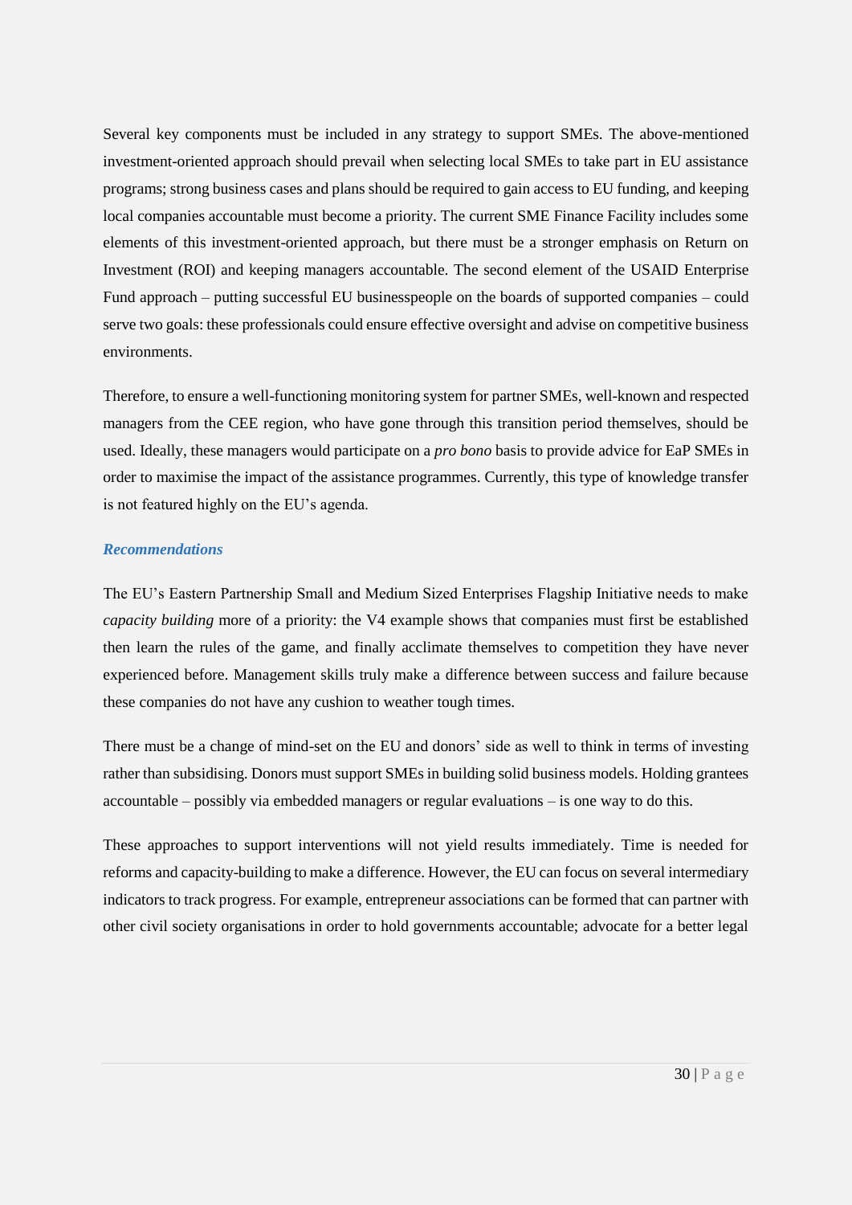Several key components must be included in any strategy to support SMEs. The above-mentioned investment-oriented approach should prevail when selecting local SMEs to take part in EU assistance programs; strong business cases and plans should be required to gain access to EU funding, and keeping local companies accountable must become a priority. The current SME Finance Facility includes some elements of this investment-oriented approach, but there must be a stronger emphasis on Return on Investment (ROI) and keeping managers accountable. The second element of the USAID Enterprise Fund approach – putting successful EU businesspeople on the boards of supported companies – could serve two goals: these professionals could ensure effective oversight and advise on competitive business environments.

Therefore, to ensure a well-functioning monitoring system for partner SMEs, well-known and respected managers from the CEE region, who have gone through this transition period themselves, should be used. Ideally, these managers would participate on a *pro bono* basis to provide advice for EaP SMEs in order to maximise the impact of the assistance programmes. Currently, this type of knowledge transfer is not featured highly on the EU's agenda.

### *Recommendations*

The EU's Eastern Partnership Small and Medium Sized Enterprises Flagship Initiative needs to make *capacity building* more of a priority: the V4 example shows that companies must first be established then learn the rules of the game, and finally acclimate themselves to competition they have never experienced before. Management skills truly make a difference between success and failure because these companies do not have any cushion to weather tough times.

There must be a change of mind-set on the EU and donors' side as well to think in terms of investing rather than subsidising. Donors must support SMEs in building solid business models. Holding grantees accountable – possibly via embedded managers or regular evaluations – is one way to do this.

These approaches to support interventions will not yield results immediately. Time is needed for reforms and capacity-building to make a difference. However, the EU can focus on several intermediary indicators to track progress. For example, entrepreneur associations can be formed that can partner with other civil society organisations in order to hold governments accountable; advocate for a better legal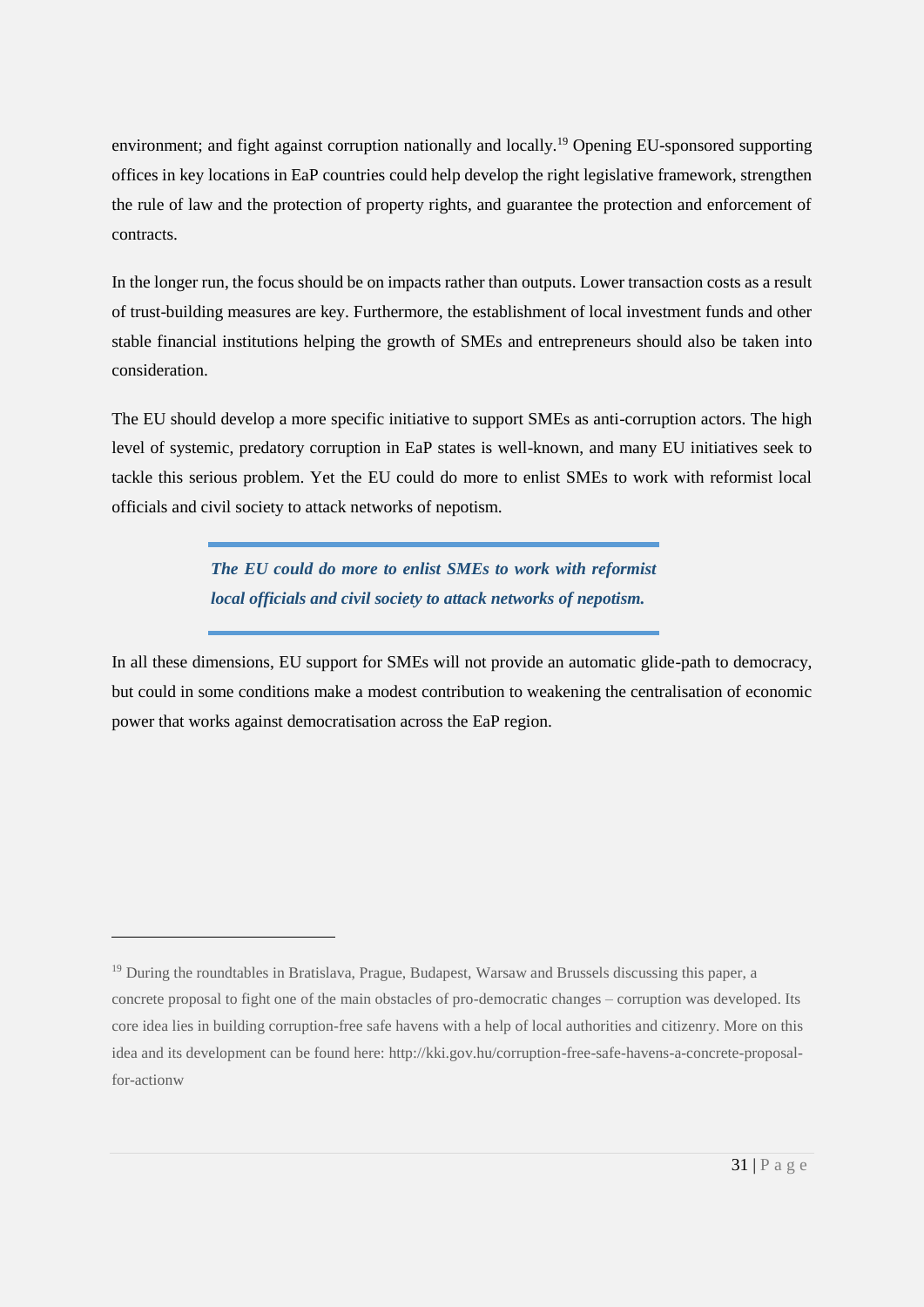environment; and fight against corruption nationally and locally.[19] Opening EU-sponsored supporting offices in key locations in EaP countries could help develop the right legislative framework, strengthen the rule of law and the protection of property rights, and guarantee the protection and enforcement of contracts.

In the longer run, the focus should be on impacts rather than outputs. Lower transaction costs as a result of trust-building measures are key. Furthermore, the establishment of local investment funds and other stable financial institutions helping the growth of SMEs and entrepreneurs should also be taken into consideration.

The EU should develop a more specific initiative to support SMEs as anti-corruption actors. The high level of systemic, predatory corruption in EaP states is well-known, and many EU initiatives seek to tackle this serious problem. Yet the EU could do more to enlist SMEs to work with reformist local officials and civil society to attack networks of nepotism.

> ***The EU could do more to enlist SMEs to work with reformist local officials and civil society to attack networks of nepotism.***

In all these dimensions, EU support for SMEs will not provide an automatic glide-path to democracy, but could in some conditions make a modest contribution to weakening the centralisation of economic power that works against democratisation across the EaP region.

---

[19] During the roundtables in Bratislava, Prague, Budapest, Warsaw and Brussels discussing this paper, a concrete proposal to fight one of the main obstacles of pro-democratic changes – corruption was developed. Its core idea lies in building corruption-free safe havens with a help of local authorities and citizenry. More on this idea and its development can be found here: http://kki.gov.hu/corruption-free-safe-havens-a-concrete-proposal-for-actionw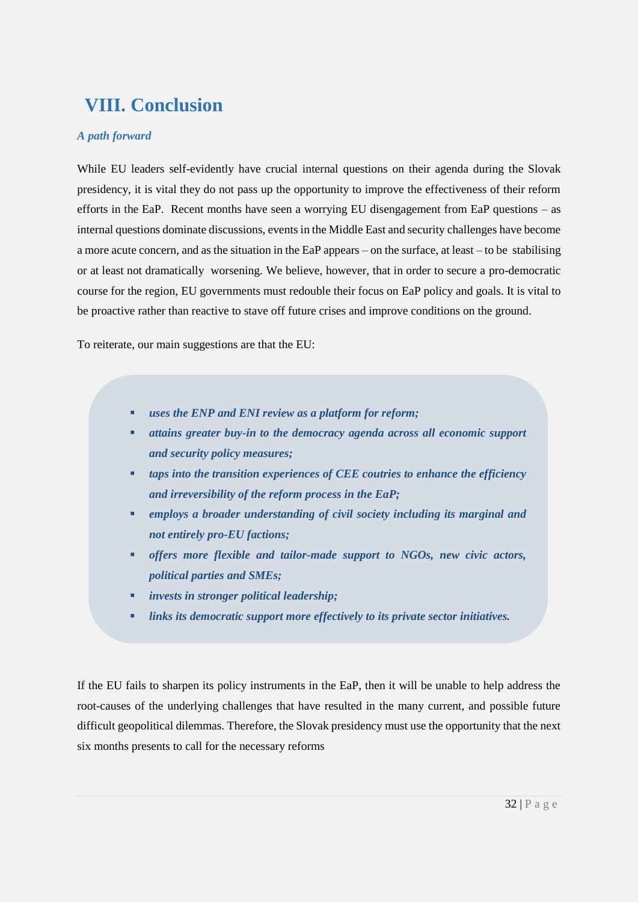# VIII. Conclusion

***A path forward***

While EU leaders self-evidently have crucial internal questions on their agenda during the Slovak presidency, it is vital they do not pass up the opportunity to improve the effectiveness of their reform efforts in the EaP. Recent months have seen a worrying EU disengagement from EaP questions – as internal questions dominate discussions, events in the Middle East and security challenges have become a more acute concern, and as the situation in the EaP appears – on the surface, at least – to be stabilising or at least not dramatically worsening. We believe, however, that in order to secure a pro-democratic course for the region, EU governments must redouble their focus on EaP policy and goals. It is vital to be proactive rather than reactive to stave off future crises and improve conditions on the ground.

To reiterate, our main suggestions are that the EU:

- ***uses the ENP and ENI review as a platform for reform;***
- ***attains greater buy-in to the democracy agenda across all economic support and security policy measures;***
- ***taps into the transition experiences of CEE coutries to enhance the efficiency and irreversibility of the reform process in the EaP;***
- ***employs a broader understanding of civil society including its marginal and not entirely pro-EU factions;***
- ***offers more flexible and tailor-made support to NGOs, new civic actors, political parties and SMEs;***
- ***invests in stronger political leadership;***
- ***links its democratic support more effectively to its private sector initiatives.***

If the EU fails to sharpen its policy instruments in the EaP, then it will be unable to help address the root-causes of the underlying challenges that have resulted in the many current, and possible future difficult geopolitical dilemmas. Therefore, the Slovak presidency must use the opportunity that the next six months presents to call for the necessary reforms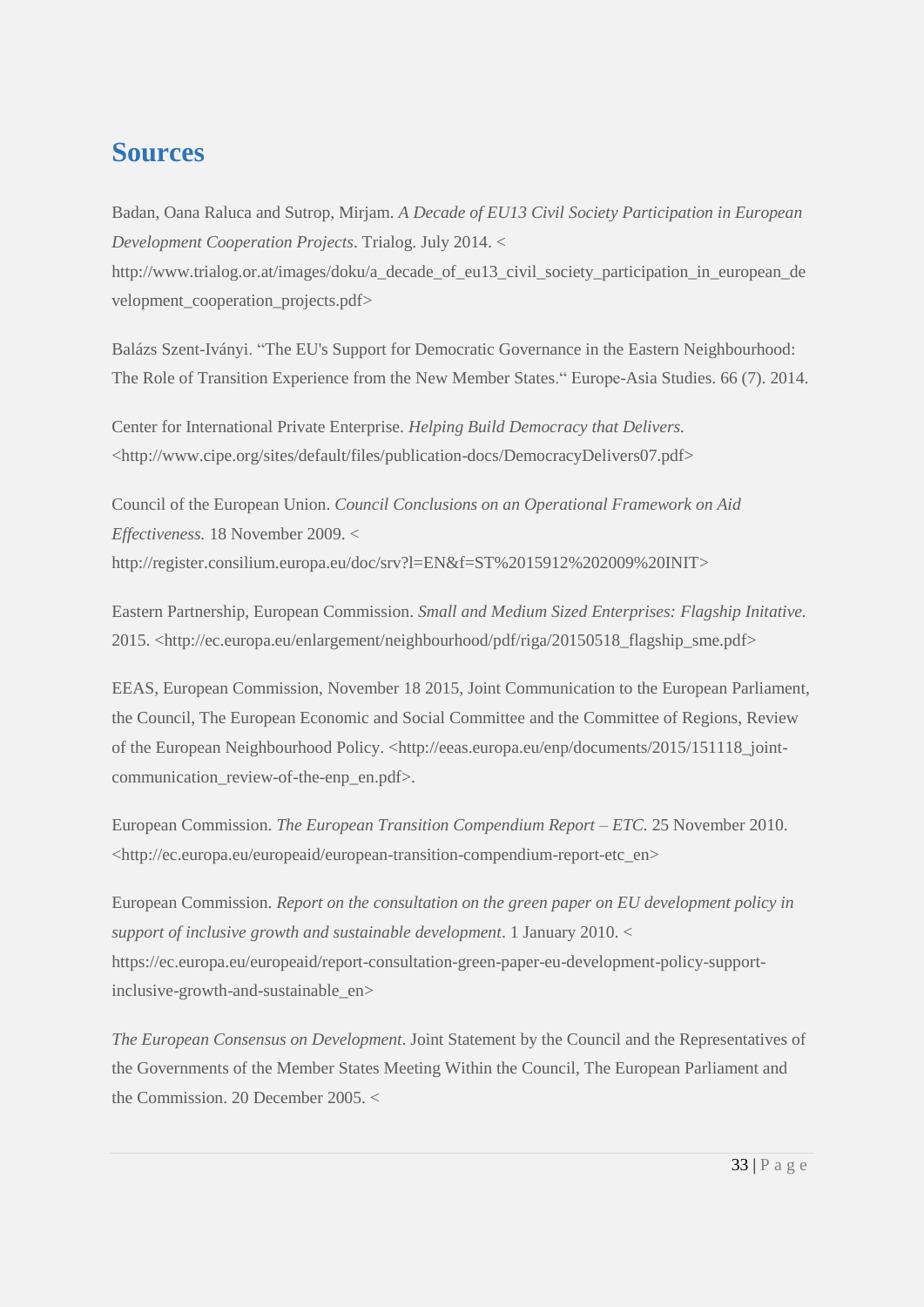## Sources

Badan, Oana Raluca and Sutrop, Mirjam. *A Decade of EU13 Civil Society Participation in European Development Cooperation Projects*. Trialog. July 2014. < http://www.trialog.or.at/images/doku/a_decade_of_eu13_civil_society_participation_in_european_development_cooperation_projects.pdf>

Balázs Szent-Iványi. "The EU's Support for Democratic Governance in the Eastern Neighbourhood: The Role of Transition Experience from the New Member States." Europe-Asia Studies. 66 (7). 2014.

Center for International Private Enterprise. *Helping Build Democracy that Delivers.* <http://www.cipe.org/sites/default/files/publication-docs/DemocracyDelivers07.pdf>

Council of the European Union. *Council Conclusions on an Operational Framework on Aid Effectiveness.* 18 November 2009. < http://register.consilium.europa.eu/doc/srv?l=EN&f=ST%2015912%202009%20INIT>

Eastern Partnership, European Commission. *Small and Medium Sized Enterprises: Flagship Initative.* 2015. <http://ec.europa.eu/enlargement/neighbourhood/pdf/riga/20150518_flagship_sme.pdf>

EEAS, European Commission, November 18 2015, Joint Communication to the European Parliament, the Council, The European Economic and Social Committee and the Committee of Regions, Review of the European Neighbourhood Policy. <http://eeas.europa.eu/enp/documents/2015/151118_joint-communication_review-of-the-enp_en.pdf>.

European Commission. *The European Transition Compendium Report – ETC.* 25 November 2010. <http://ec.europa.eu/europeaid/european-transition-compendium-report-etc_en>

European Commission. *Report on the consultation on the green paper on EU development policy in support of inclusive growth and sustainable development*. 1 January 2010. < https://ec.europa.eu/europeaid/report-consultation-green-paper-eu-development-policy-support-inclusive-growth-and-sustainable_en>

*The European Consensus on Development*. Joint Statement by the Council and the Representatives of the Governments of the Member States Meeting Within the Council, The European Parliament and the Commission. 20 December 2005. <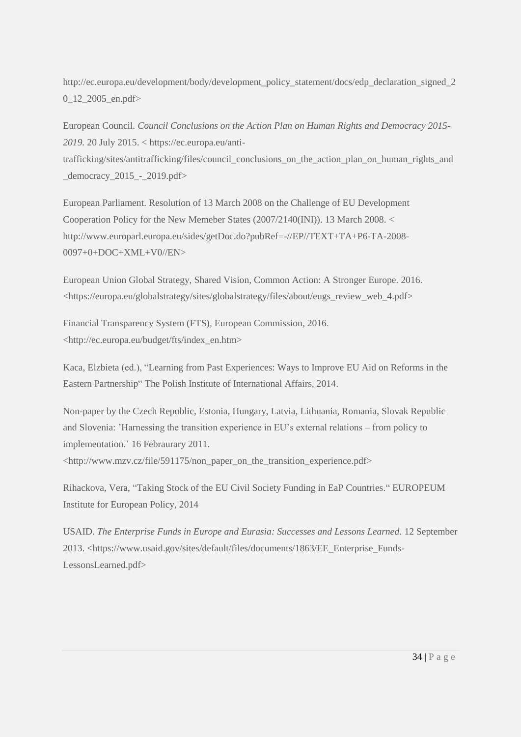http://ec.europa.eu/development/body/development_policy_statement/docs/edp_declaration_signed_20_12_2005_en.pdf>

European Council. *Council Conclusions on the Action Plan on Human Rights and Democracy 2015-2019.* 20 July 2015. < https://ec.europa.eu/anti-trafficking/sites/antitrafficking/files/council_conclusions_on_the_action_plan_on_human_rights_and_democracy_2015_-_2019.pdf>

European Parliament. Resolution of 13 March 2008 on the Challenge of EU Development Cooperation Policy for the New Memeber States (2007/2140(INI)). 13 March 2008. < http://www.europarl.europa.eu/sides/getDoc.do?pubRef=-//EP//TEXT+TA+P6-TA-2008-0097+0+DOC+XML+V0//EN>

European Union Global Strategy, Shared Vision, Common Action: A Stronger Europe. 2016. <https://europa.eu/globalstrategy/sites/globalstrategy/files/about/eugs_review_web_4.pdf>

Financial Transparency System (FTS), European Commission, 2016. <http://ec.europa.eu/budget/fts/index_en.htm>

Kaca, Elzbieta (ed.), "Learning from Past Experiences: Ways to Improve EU Aid on Reforms in the Eastern Partnership" The Polish Institute of International Affairs, 2014.

Non-paper by the Czech Republic, Estonia, Hungary, Latvia, Lithuania, Romania, Slovak Republic and Slovenia: 'Harnessing the transition experience in EU's external relations – from policy to implementation.' 16 Febraurary 2011. <http://www.mzv.cz/file/591175/non_paper_on_the_transition_experience.pdf>

Rihackova, Vera, "Taking Stock of the EU Civil Society Funding in EaP Countries." EUROPEUM Institute for European Policy, 2014

USAID. *The Enterprise Funds in Europe and Eurasia: Successes and Lessons Learned*. 12 September 2013. <https://www.usaid.gov/sites/default/files/documents/1863/EE_Enterprise_Funds-LessonsLearned.pdf>